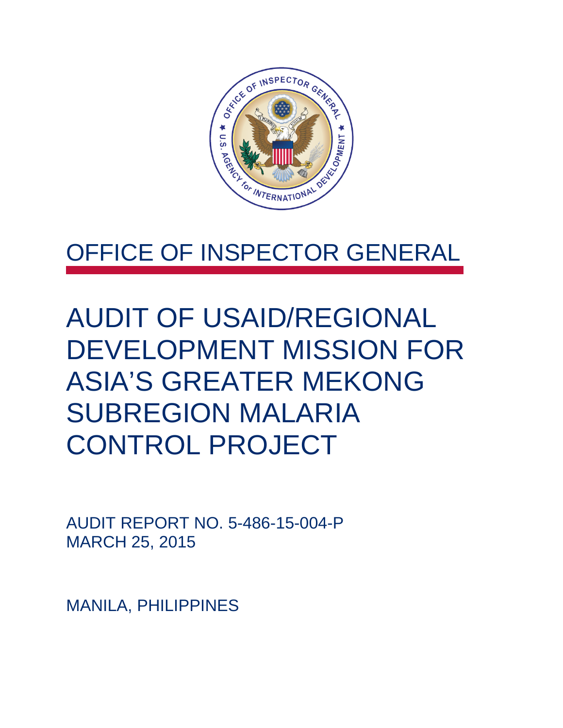# OFFICE OF INSPECTOR GENERAL

# AUDIT OF USAID/REGIONAL DEVELOPMENT MISSION FOR ASIA'S GREATER MEKONG SUBREGION MALARIA CONTROL PROJECT

AUDIT REPORT NO. 5-486-15-004-P
MARCH 25, 2015

MANILA, PHILIPPINES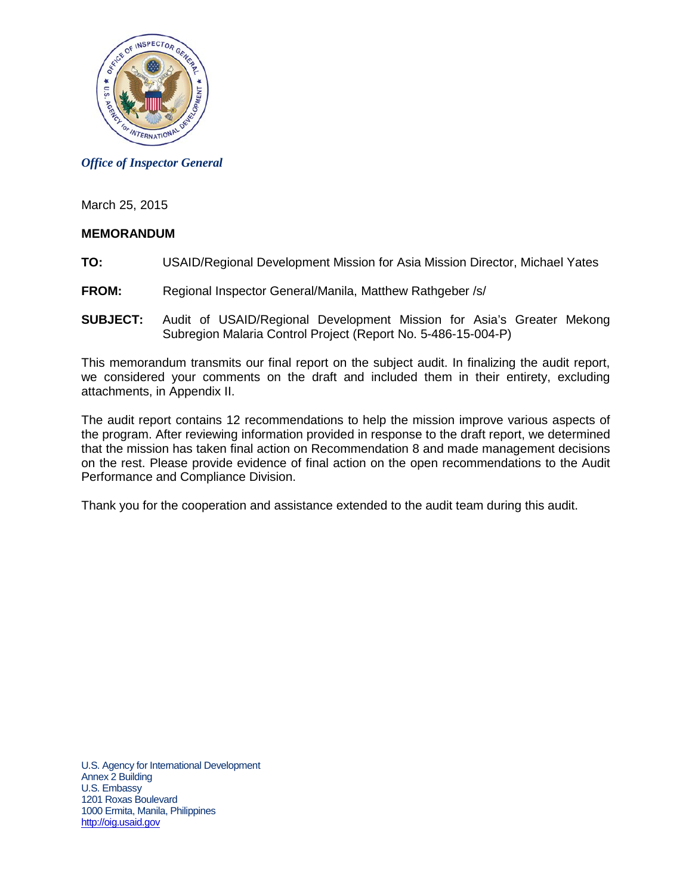*Office of Inspector General*

March 25, 2015

**MEMORANDUM**

**TO:** USAID/Regional Development Mission for Asia Mission Director, Michael Yates

**FROM:** Regional Inspector General/Manila, Matthew Rathgeber /s/

**SUBJECT:** Audit of USAID/Regional Development Mission for Asia's Greater Mekong Subregion Malaria Control Project (Report No. 5-486-15-004-P)

This memorandum transmits our final report on the subject audit. In finalizing the audit report, we considered your comments on the draft and included them in their entirety, excluding attachments, in Appendix II.

The audit report contains 12 recommendations to help the mission improve various aspects of the program. After reviewing information provided in response to the draft report, we determined that the mission has taken final action on Recommendation 8 and made management decisions on the rest. Please provide evidence of final action on the open recommendations to the Audit Performance and Compliance Division.

Thank you for the cooperation and assistance extended to the audit team during this audit.

U.S. Agency for International Development
Annex 2 Building
U.S. Embassy
1201 Roxas Boulevard
1000 Ermita, Manila, Philippines
http://oig.usaid.gov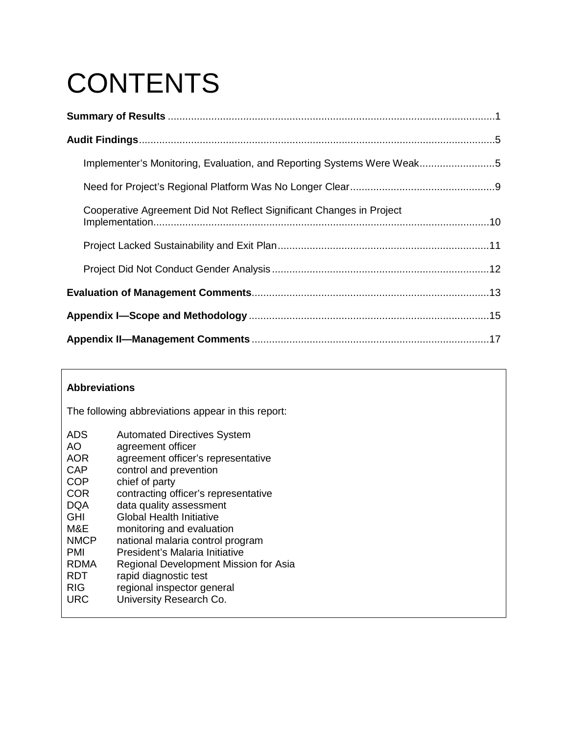# CONTENTS

**Summary of Results** .......... 1

**Audit Findings** .......... 5

- Implementer's Monitoring, Evaluation, and Reporting Systems Were Weak .......... 5
- Need for Project's Regional Platform Was No Longer Clear .......... 9
- Cooperative Agreement Did Not Reflect Significant Changes in Project Implementation .......... 10
- Project Lacked Sustainability and Exit Plan .......... 11
- Project Did Not Conduct Gender Analysis .......... 12

**Evaluation of Management Comments** .......... 13

**Appendix I—Scope and Methodology** .......... 15

**Appendix II—Management Comments** .......... 17

---

**Abbreviations**

The following abbreviations appear in this report:

| | |
|---|---|
| ADS | Automated Directives System |
| AO | agreement officer |
| AOR | agreement officer's representative |
| CAP | control and prevention |
| COP | chief of party |
| COR | contracting officer's representative |
| DQA | data quality assessment |
| GHI | Global Health Initiative |
| M&E | monitoring and evaluation |
| NMCP | national malaria control program |
| PMI | President's Malaria Initiative |
| RDMA | Regional Development Mission for Asia |
| RDT | rapid diagnostic test |
| RIG | regional inspector general |
| URC | University Research Co. |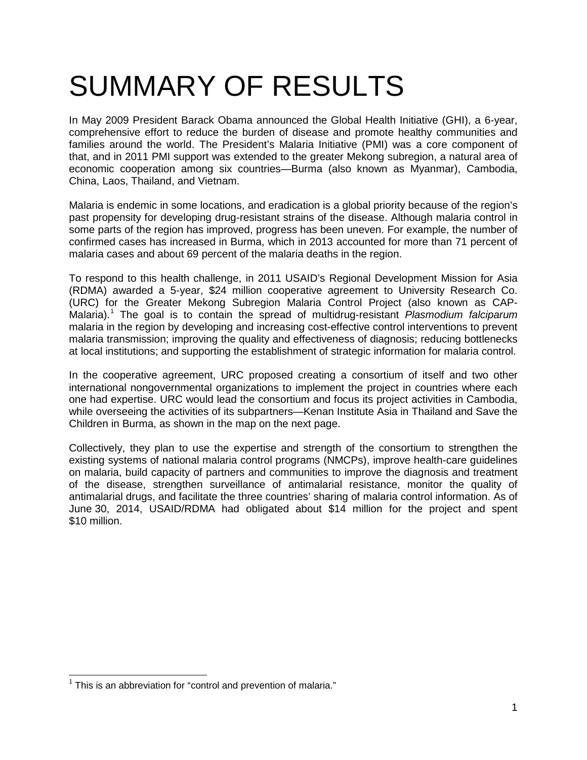# SUMMARY OF RESULTS

In May 2009 President Barack Obama announced the Global Health Initiative (GHI), a 6-year, comprehensive effort to reduce the burden of disease and promote healthy communities and families around the world. The President's Malaria Initiative (PMI) was a core component of that, and in 2011 PMI support was extended to the greater Mekong subregion, a natural area of economic cooperation among six countries—Burma (also known as Myanmar), Cambodia, China, Laos, Thailand, and Vietnam.

Malaria is endemic in some locations, and eradication is a global priority because of the region's past propensity for developing drug-resistant strains of the disease. Although malaria control in some parts of the region has improved, progress has been uneven. For example, the number of confirmed cases has increased in Burma, which in 2013 accounted for more than 71 percent of malaria cases and about 69 percent of the malaria deaths in the region.

To respond to this health challenge, in 2011 USAID's Regional Development Mission for Asia (RDMA) awarded a 5-year, $24 million cooperative agreement to University Research Co. (URC) for the Greater Mekong Subregion Malaria Control Project (also known as CAP-Malaria).[1] The goal is to contain the spread of multidrug-resistant *Plasmodium falciparum* malaria in the region by developing and increasing cost-effective control interventions to prevent malaria transmission; improving the quality and effectiveness of diagnosis; reducing bottlenecks at local institutions; and supporting the establishment of strategic information for malaria control.

In the cooperative agreement, URC proposed creating a consortium of itself and two other international nongovernmental organizations to implement the project in countries where each one had expertise. URC would lead the consortium and focus its project activities in Cambodia, while overseeing the activities of its subpartners—Kenan Institute Asia in Thailand and Save the Children in Burma, as shown in the map on the next page.

Collectively, they plan to use the expertise and strength of the consortium to strengthen the existing systems of national malaria control programs (NMCPs), improve health-care guidelines on malaria, build capacity of partners and communities to improve the diagnosis and treatment of the disease, strengthen surveillance of antimalarial resistance, monitor the quality of antimalarial drugs, and facilitate the three countries' sharing of malaria control information. As of June 30, 2014, USAID/RDMA had obligated about $14 million for the project and spent $10 million.

[1] This is an abbreviation for "control and prevention of malaria."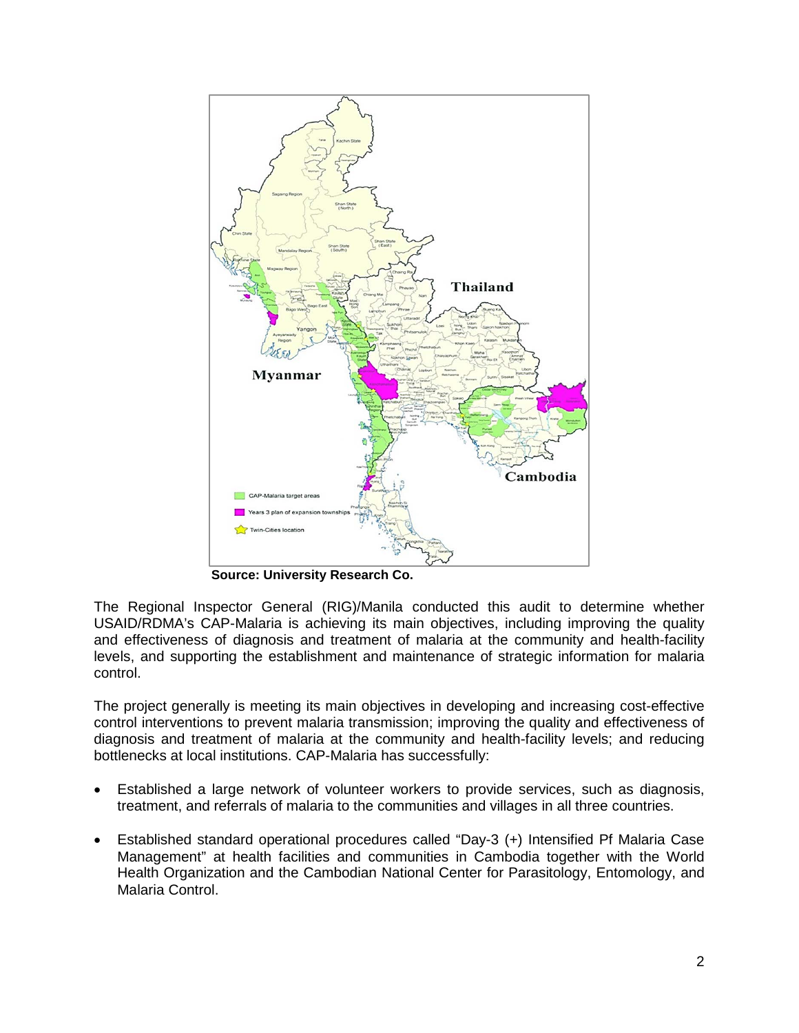Source: University Research Co.

The Regional Inspector General (RIG)/Manila conducted this audit to determine whether USAID/RDMA's CAP-Malaria is achieving its main objectives, including improving the quality and effectiveness of diagnosis and treatment of malaria at the community and health-facility levels, and supporting the establishment and maintenance of strategic information for malaria control.

The project generally is meeting its main objectives in developing and increasing cost-effective control interventions to prevent malaria transmission; improving the quality and effectiveness of diagnosis and treatment of malaria at the community and health-facility levels; and reducing bottlenecks at local institutions. CAP-Malaria has successfully:

- Established a large network of volunteer workers to provide services, such as diagnosis, treatment, and referrals of malaria to the communities and villages in all three countries.
- Established standard operational procedures called "Day-3 (+) Intensified Pf Malaria Case Management" at health facilities and communities in Cambodia together with the World Health Organization and the Cambodian National Center for Parasitology, Entomology, and Malaria Control.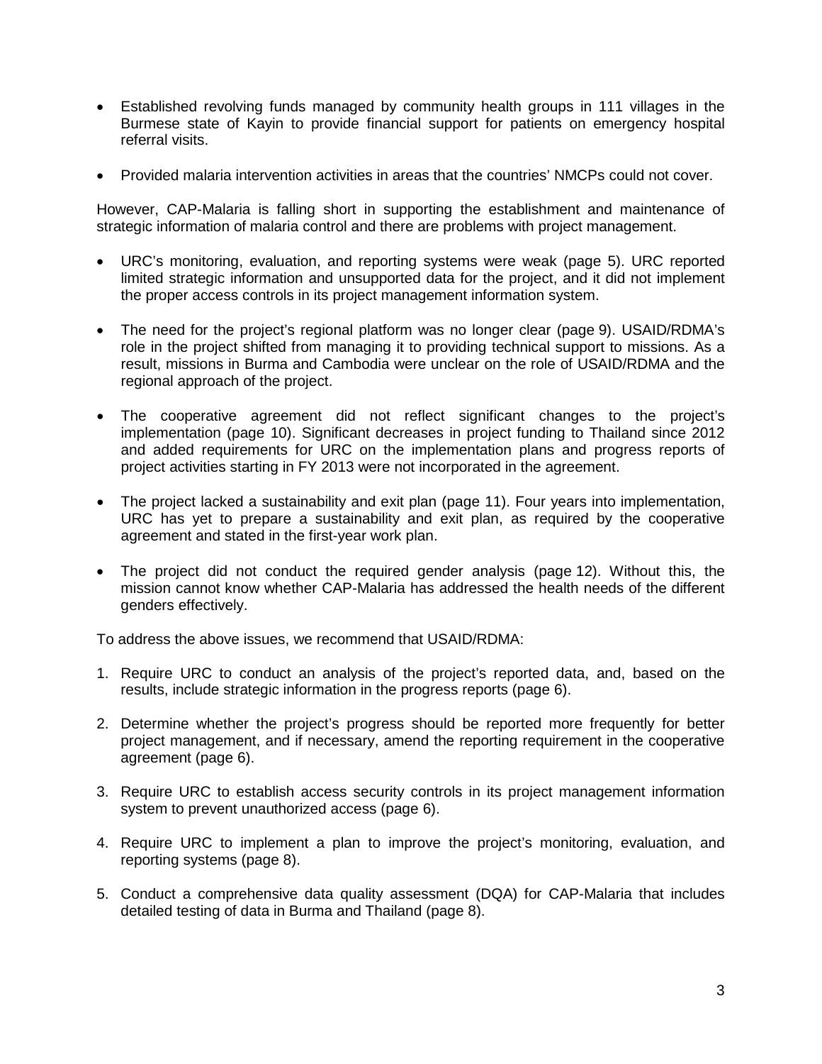- Established revolving funds managed by community health groups in 111 villages in the Burmese state of Kayin to provide financial support for patients on emergency hospital referral visits.

- Provided malaria intervention activities in areas that the countries' NMCPs could not cover.

However, CAP-Malaria is falling short in supporting the establishment and maintenance of strategic information of malaria control and there are problems with project management.

- URC's monitoring, evaluation, and reporting systems were weak (page 5). URC reported limited strategic information and unsupported data for the project, and it did not implement the proper access controls in its project management information system.

- The need for the project's regional platform was no longer clear (page 9). USAID/RDMA's role in the project shifted from managing it to providing technical support to missions. As a result, missions in Burma and Cambodia were unclear on the role of USAID/RDMA and the regional approach of the project.

- The cooperative agreement did not reflect significant changes to the project's implementation (page 10). Significant decreases in project funding to Thailand since 2012 and added requirements for URC on the implementation plans and progress reports of project activities starting in FY 2013 were not incorporated in the agreement.

- The project lacked a sustainability and exit plan (page 11). Four years into implementation, URC has yet to prepare a sustainability and exit plan, as required by the cooperative agreement and stated in the first-year work plan.

- The project did not conduct the required gender analysis (page 12). Without this, the mission cannot know whether CAP-Malaria has addressed the health needs of the different genders effectively.

To address the above issues, we recommend that USAID/RDMA:

1. Require URC to conduct an analysis of the project's reported data, and, based on the results, include strategic information in the progress reports (page 6).

2. Determine whether the project's progress should be reported more frequently for better project management, and if necessary, amend the reporting requirement in the cooperative agreement (page 6).

3. Require URC to establish access security controls in its project management information system to prevent unauthorized access (page 6).

4. Require URC to implement a plan to improve the project's monitoring, evaluation, and reporting systems (page 8).

5. Conduct a comprehensive data quality assessment (DQA) for CAP-Malaria that includes detailed testing of data in Burma and Thailand (page 8).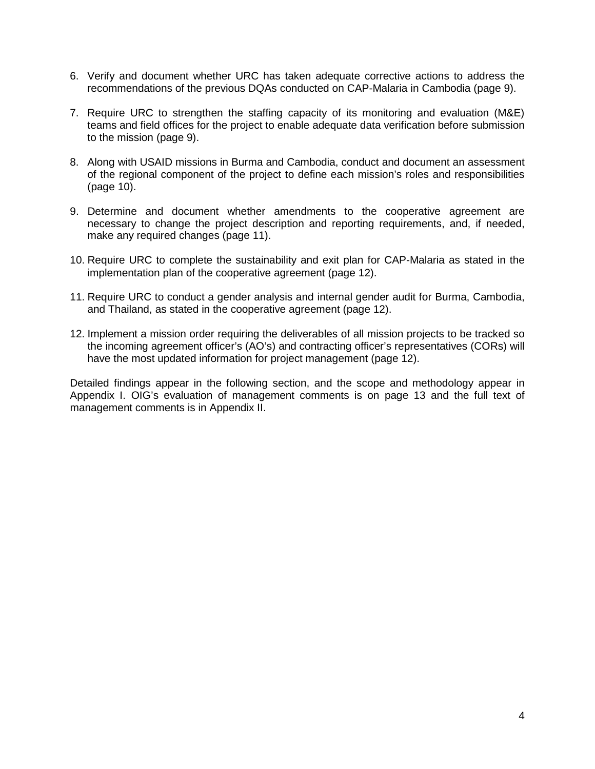6. Verify and document whether URC has taken adequate corrective actions to address the recommendations of the previous DQAs conducted on CAP-Malaria in Cambodia (page 9).

7. Require URC to strengthen the staffing capacity of its monitoring and evaluation (M&E) teams and field offices for the project to enable adequate data verification before submission to the mission (page 9).

8. Along with USAID missions in Burma and Cambodia, conduct and document an assessment of the regional component of the project to define each mission's roles and responsibilities (page 10).

9. Determine and document whether amendments to the cooperative agreement are necessary to change the project description and reporting requirements, and, if needed, make any required changes (page 11).

10. Require URC to complete the sustainability and exit plan for CAP-Malaria as stated in the implementation plan of the cooperative agreement (page 12).

11. Require URC to conduct a gender analysis and internal gender audit for Burma, Cambodia, and Thailand, as stated in the cooperative agreement (page 12).

12. Implement a mission order requiring the deliverables of all mission projects to be tracked so the incoming agreement officer's (AO's) and contracting officer's representatives (CORs) will have the most updated information for project management (page 12).

Detailed findings appear in the following section, and the scope and methodology appear in Appendix I. OIG's evaluation of management comments is on page 13 and the full text of management comments is in Appendix II.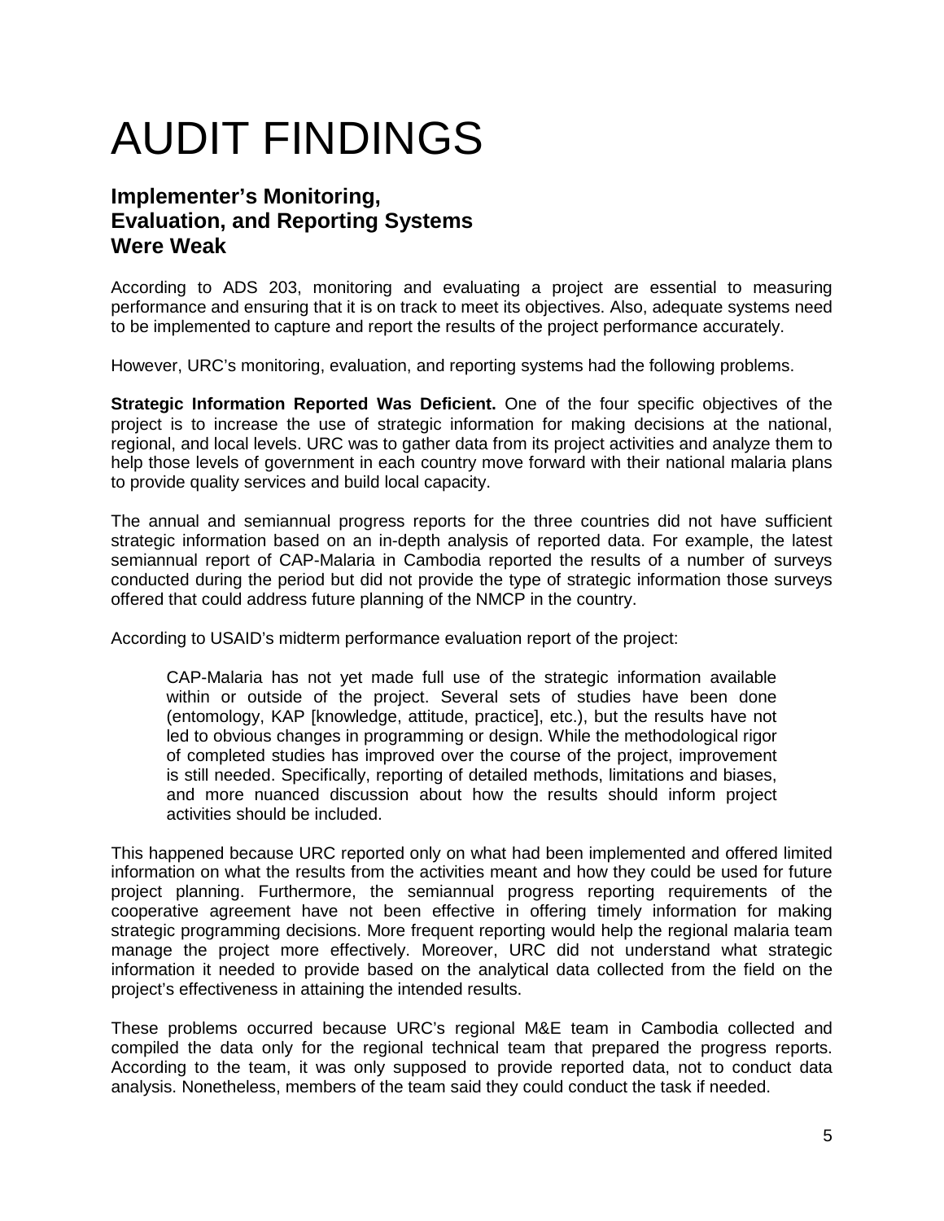# AUDIT FINDINGS

## Implementer's Monitoring, Evaluation, and Reporting Systems Were Weak

According to ADS 203, monitoring and evaluating a project are essential to measuring performance and ensuring that it is on track to meet its objectives. Also, adequate systems need to be implemented to capture and report the results of the project performance accurately.

However, URC's monitoring, evaluation, and reporting systems had the following problems.

**Strategic Information Reported Was Deficient.** One of the four specific objectives of the project is to increase the use of strategic information for making decisions at the national, regional, and local levels. URC was to gather data from its project activities and analyze them to help those levels of government in each country move forward with their national malaria plans to provide quality services and build local capacity.

The annual and semiannual progress reports for the three countries did not have sufficient strategic information based on an in-depth analysis of reported data. For example, the latest semiannual report of CAP-Malaria in Cambodia reported the results of a number of surveys conducted during the period but did not provide the type of strategic information those surveys offered that could address future planning of the NMCP in the country.

According to USAID's midterm performance evaluation report of the project:

> CAP-Malaria has not yet made full use of the strategic information available within or outside of the project. Several sets of studies have been done (entomology, KAP [knowledge, attitude, practice], etc.), but the results have not led to obvious changes in programming or design. While the methodological rigor of completed studies has improved over the course of the project, improvement is still needed. Specifically, reporting of detailed methods, limitations and biases, and more nuanced discussion about how the results should inform project activities should be included.

This happened because URC reported only on what had been implemented and offered limited information on what the results from the activities meant and how they could be used for future project planning. Furthermore, the semiannual progress reporting requirements of the cooperative agreement have not been effective in offering timely information for making strategic programming decisions. More frequent reporting would help the regional malaria team manage the project more effectively. Moreover, URC did not understand what strategic information it needed to provide based on the analytical data collected from the field on the project's effectiveness in attaining the intended results.

These problems occurred because URC's regional M&E team in Cambodia collected and compiled the data only for the regional technical team that prepared the progress reports. According to the team, it was only supposed to provide reported data, not to conduct data analysis. Nonetheless, members of the team said they could conduct the task if needed.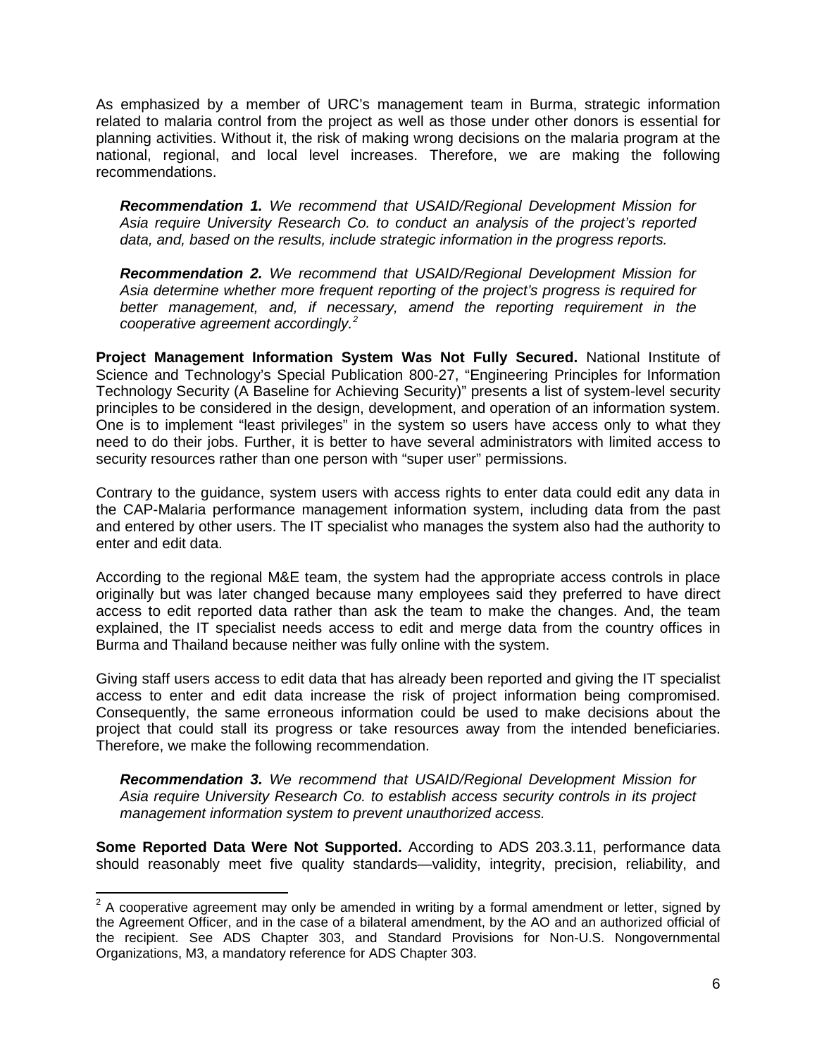As emphasized by a member of URC's management team in Burma, strategic information related to malaria control from the project as well as those under other donors is essential for planning activities. Without it, the risk of making wrong decisions on the malaria program at the national, regional, and local level increases. Therefore, we are making the following recommendations.

> ***Recommendation 1.*** *We recommend that USAID/Regional Development Mission for Asia require University Research Co. to conduct an analysis of the project's reported data, and, based on the results, include strategic information in the progress reports.*

> ***Recommendation 2.*** *We recommend that USAID/Regional Development Mission for Asia determine whether more frequent reporting of the project's progress is required for better management, and, if necessary, amend the reporting requirement in the cooperative agreement accordingly.*[2]

**Project Management Information System Was Not Fully Secured.** National Institute of Science and Technology's Special Publication 800-27, "Engineering Principles for Information Technology Security (A Baseline for Achieving Security)" presents a list of system-level security principles to be considered in the design, development, and operation of an information system. One is to implement "least privileges" in the system so users have access only to what they need to do their jobs. Further, it is better to have several administrators with limited access to security resources rather than one person with "super user" permissions.

Contrary to the guidance, system users with access rights to enter data could edit any data in the CAP-Malaria performance management information system, including data from the past and entered by other users. The IT specialist who manages the system also had the authority to enter and edit data.

According to the regional M&E team, the system had the appropriate access controls in place originally but was later changed because many employees said they preferred to have direct access to edit reported data rather than ask the team to make the changes. And, the team explained, the IT specialist needs access to edit and merge data from the country offices in Burma and Thailand because neither was fully online with the system.

Giving staff users access to edit data that has already been reported and giving the IT specialist access to enter and edit data increase the risk of project information being compromised. Consequently, the same erroneous information could be used to make decisions about the project that could stall its progress or take resources away from the intended beneficiaries. Therefore, we make the following recommendation.

> ***Recommendation 3.*** *We recommend that USAID/Regional Development Mission for Asia require University Research Co. to establish access security controls in its project management information system to prevent unauthorized access.*

**Some Reported Data Were Not Supported.** According to ADS 203.3.11, performance data should reasonably meet five quality standards—validity, integrity, precision, reliability, and

---

[2] A cooperative agreement may only be amended in writing by a formal amendment or letter, signed by the Agreement Officer, and in the case of a bilateral amendment, by the AO and an authorized official of the recipient. See ADS Chapter 303, and Standard Provisions for Non-U.S. Nongovernmental Organizations, M3, a mandatory reference for ADS Chapter 303.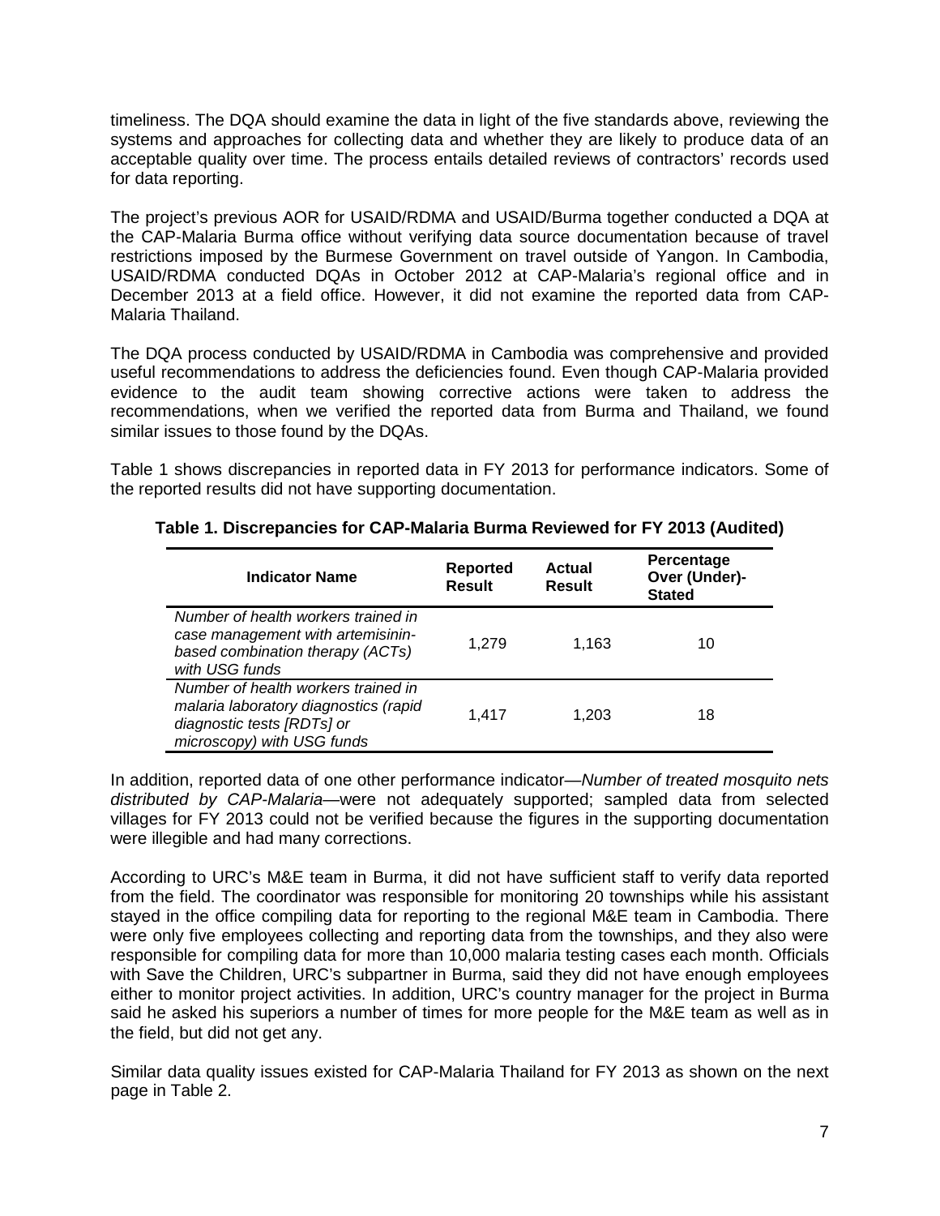timeliness. The DQA should examine the data in light of the five standards above, reviewing the systems and approaches for collecting data and whether they are likely to produce data of an acceptable quality over time. The process entails detailed reviews of contractors' records used for data reporting.

The project's previous AOR for USAID/RDMA and USAID/Burma together conducted a DQA at the CAP-Malaria Burma office without verifying data source documentation because of travel restrictions imposed by the Burmese Government on travel outside of Yangon. In Cambodia, USAID/RDMA conducted DQAs in October 2012 at CAP-Malaria's regional office and in December 2013 at a field office. However, it did not examine the reported data from CAP-Malaria Thailand.

The DQA process conducted by USAID/RDMA in Cambodia was comprehensive and provided useful recommendations to address the deficiencies found. Even though CAP-Malaria provided evidence to the audit team showing corrective actions were taken to address the recommendations, when we verified the reported data from Burma and Thailand, we found similar issues to those found by the DQAs.

Table 1 shows discrepancies in reported data in FY 2013 for performance indicators. Some of the reported results did not have supporting documentation.

**Table 1. Discrepancies for CAP-Malaria Burma Reviewed for FY 2013 (Audited)**

| Indicator Name | Reported Result | Actual Result | Percentage Over (Under)-Stated |
|---|---|---|---|
| *Number of health workers trained in case management with artemisinin-based combination therapy (ACTs) with USG funds* | 1,279 | 1,163 | 10 |
| *Number of health workers trained in malaria laboratory diagnostics (rapid diagnostic tests [RDTs] or microscopy) with USG funds* | 1,417 | 1,203 | 18 |

In addition, reported data of one other performance indicator—*Number of treated mosquito nets distributed by CAP-Malaria*—were not adequately supported; sampled data from selected villages for FY 2013 could not be verified because the figures in the supporting documentation were illegible and had many corrections.

According to URC's M&E team in Burma, it did not have sufficient staff to verify data reported from the field. The coordinator was responsible for monitoring 20 townships while his assistant stayed in the office compiling data for reporting to the regional M&E team in Cambodia. There were only five employees collecting and reporting data from the townships, and they also were responsible for compiling data for more than 10,000 malaria testing cases each month. Officials with Save the Children, URC's subpartner in Burma, said they did not have enough employees either to monitor project activities. In addition, URC's country manager for the project in Burma said he asked his superiors a number of times for more people for the M&E team as well as in the field, but did not get any.

Similar data quality issues existed for CAP-Malaria Thailand for FY 2013 as shown on the next page in Table 2.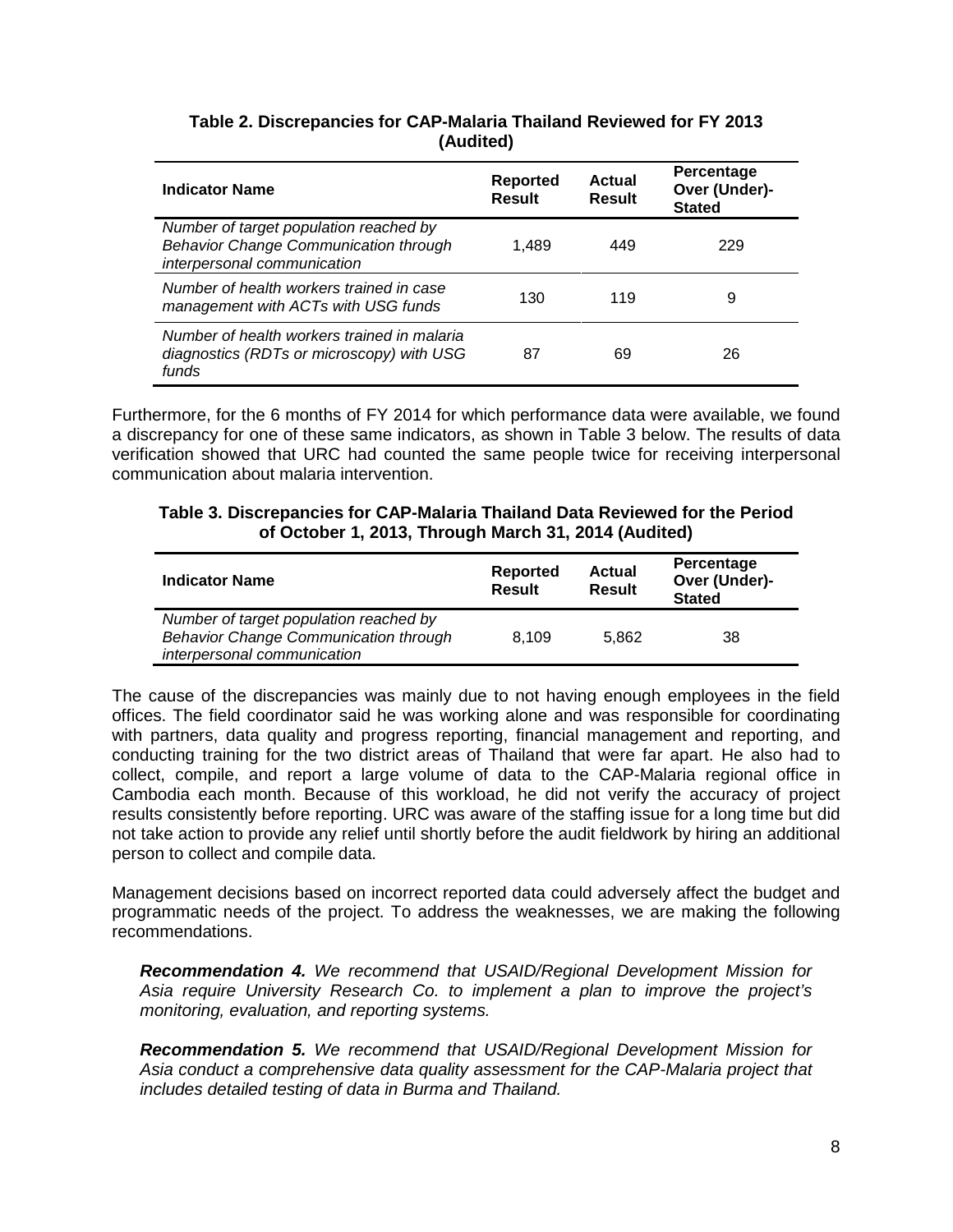**Table 2. Discrepancies for CAP-Malaria Thailand Reviewed for FY 2013 (Audited)**

| Indicator Name | Reported Result | Actual Result | Percentage Over (Under)-Stated |
|---|---|---|---|
| *Number of target population reached by Behavior Change Communication through interpersonal communication* | 1,489 | 449 | 229 |
| *Number of health workers trained in case management with ACTs with USG funds* | 130 | 119 | 9 |
| *Number of health workers trained in malaria diagnostics (RDTs or microscopy) with USG funds* | 87 | 69 | 26 |

Furthermore, for the 6 months of FY 2014 for which performance data were available, we found a discrepancy for one of these same indicators, as shown in Table 3 below. The results of data verification showed that URC had counted the same people twice for receiving interpersonal communication about malaria intervention.

**Table 3. Discrepancies for CAP-Malaria Thailand Data Reviewed for the Period of October 1, 2013, Through March 31, 2014 (Audited)**

| Indicator Name | Reported Result | Actual Result | Percentage Over (Under)-Stated |
|---|---|---|---|
| *Number of target population reached by Behavior Change Communication through interpersonal communication* | 8,109 | 5,862 | 38 |

The cause of the discrepancies was mainly due to not having enough employees in the field offices. The field coordinator said he was working alone and was responsible for coordinating with partners, data quality and progress reporting, financial management and reporting, and conducting training for the two district areas of Thailand that were far apart. He also had to collect, compile, and report a large volume of data to the CAP-Malaria regional office in Cambodia each month. Because of this workload, he did not verify the accuracy of project results consistently before reporting. URC was aware of the staffing issue for a long time but did not take action to provide any relief until shortly before the audit fieldwork by hiring an additional person to collect and compile data.

Management decisions based on incorrect reported data could adversely affect the budget and programmatic needs of the project. To address the weaknesses, we are making the following recommendations.

> ***Recommendation 4.*** *We recommend that USAID/Regional Development Mission for Asia require University Research Co. to implement a plan to improve the project's monitoring, evaluation, and reporting systems.*

> ***Recommendation 5.*** *We recommend that USAID/Regional Development Mission for Asia conduct a comprehensive data quality assessment for the CAP-Malaria project that includes detailed testing of data in Burma and Thailand.*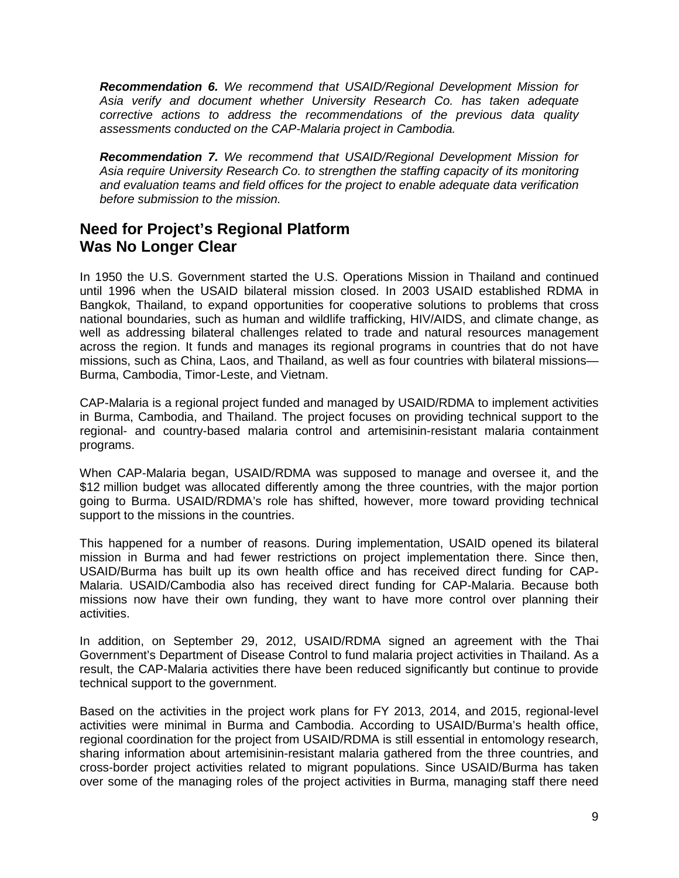***Recommendation 6.*** *We recommend that USAID/Regional Development Mission for Asia verify and document whether University Research Co. has taken adequate corrective actions to address the recommendations of the previous data quality assessments conducted on the CAP-Malaria project in Cambodia.*

***Recommendation 7.*** *We recommend that USAID/Regional Development Mission for Asia require University Research Co. to strengthen the staffing capacity of its monitoring and evaluation teams and field offices for the project to enable adequate data verification before submission to the mission.*

## Need for Project's Regional Platform Was No Longer Clear

In 1950 the U.S. Government started the U.S. Operations Mission in Thailand and continued until 1996 when the USAID bilateral mission closed. In 2003 USAID established RDMA in Bangkok, Thailand, to expand opportunities for cooperative solutions to problems that cross national boundaries, such as human and wildlife trafficking, HIV/AIDS, and climate change, as well as addressing bilateral challenges related to trade and natural resources management across the region. It funds and manages its regional programs in countries that do not have missions, such as China, Laos, and Thailand, as well as four countries with bilateral missions—Burma, Cambodia, Timor-Leste, and Vietnam.

CAP-Malaria is a regional project funded and managed by USAID/RDMA to implement activities in Burma, Cambodia, and Thailand. The project focuses on providing technical support to the regional- and country-based malaria control and artemisinin-resistant malaria containment programs.

When CAP-Malaria began, USAID/RDMA was supposed to manage and oversee it, and the $12 million budget was allocated differently among the three countries, with the major portion going to Burma. USAID/RDMA's role has shifted, however, more toward providing technical support to the missions in the countries.

This happened for a number of reasons. During implementation, USAID opened its bilateral mission in Burma and had fewer restrictions on project implementation there. Since then, USAID/Burma has built up its own health office and has received direct funding for CAP-Malaria. USAID/Cambodia also has received direct funding for CAP-Malaria. Because both missions now have their own funding, they want to have more control over planning their activities.

In addition, on September 29, 2012, USAID/RDMA signed an agreement with the Thai Government's Department of Disease Control to fund malaria project activities in Thailand. As a result, the CAP-Malaria activities there have been reduced significantly but continue to provide technical support to the government.

Based on the activities in the project work plans for FY 2013, 2014, and 2015, regional-level activities were minimal in Burma and Cambodia. According to USAID/Burma's health office, regional coordination for the project from USAID/RDMA is still essential in entomology research, sharing information about artemisinin-resistant malaria gathered from the three countries, and cross-border project activities related to migrant populations. Since USAID/Burma has taken over some of the managing roles of the project activities in Burma, managing staff there need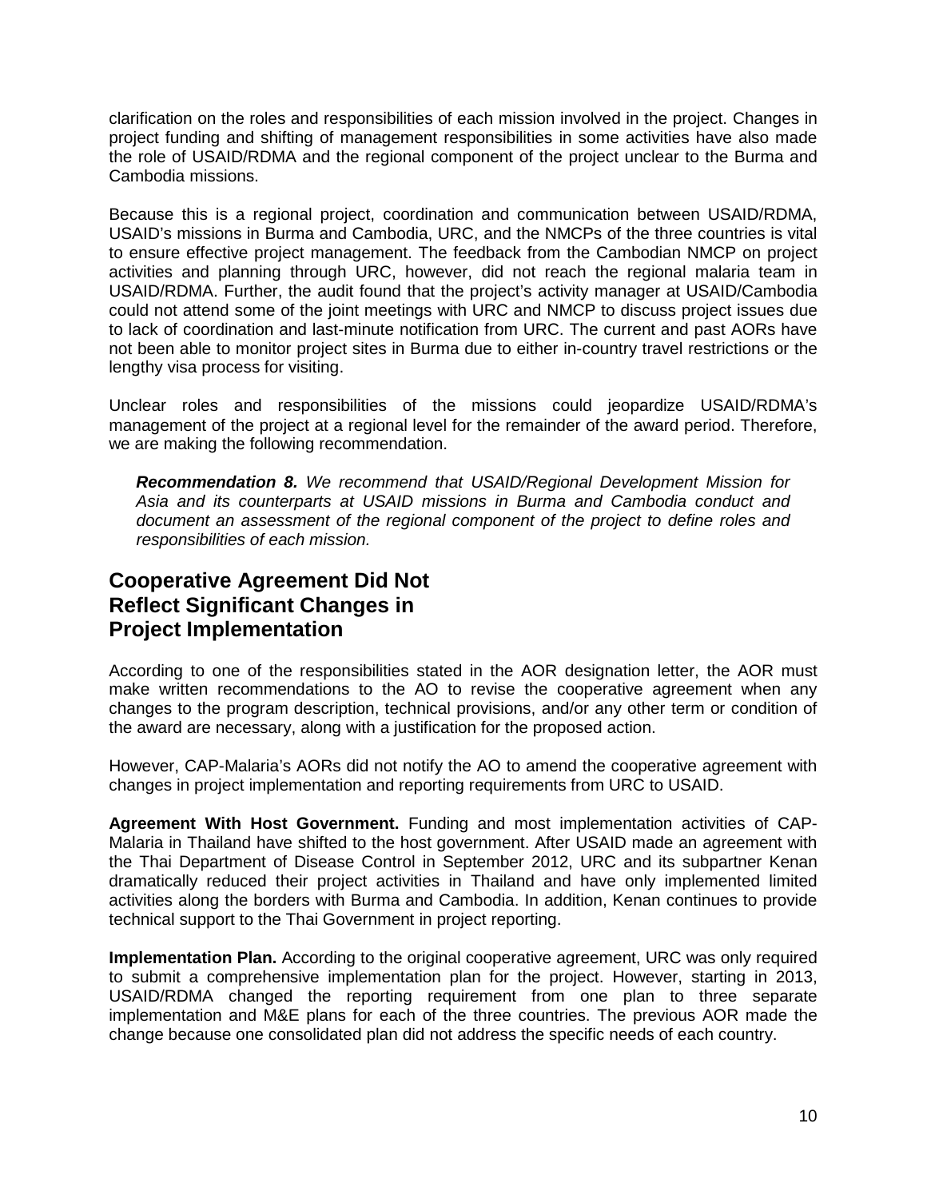clarification on the roles and responsibilities of each mission involved in the project. Changes in project funding and shifting of management responsibilities in some activities have also made the role of USAID/RDMA and the regional component of the project unclear to the Burma and Cambodia missions.

Because this is a regional project, coordination and communication between USAID/RDMA, USAID's missions in Burma and Cambodia, URC, and the NMCPs of the three countries is vital to ensure effective project management. The feedback from the Cambodian NMCP on project activities and planning through URC, however, did not reach the regional malaria team in USAID/RDMA. Further, the audit found that the project's activity manager at USAID/Cambodia could not attend some of the joint meetings with URC and NMCP to discuss project issues due to lack of coordination and last-minute notification from URC. The current and past AORs have not been able to monitor project sites in Burma due to either in-country travel restrictions or the lengthy visa process for visiting.

Unclear roles and responsibilities of the missions could jeopardize USAID/RDMA's management of the project at a regional level for the remainder of the award period. Therefore, we are making the following recommendation.

> ***Recommendation 8.*** *We recommend that USAID/Regional Development Mission for Asia and its counterparts at USAID missions in Burma and Cambodia conduct and document an assessment of the regional component of the project to define roles and responsibilities of each mission.*

## Cooperative Agreement Did Not Reflect Significant Changes in Project Implementation

According to one of the responsibilities stated in the AOR designation letter, the AOR must make written recommendations to the AO to revise the cooperative agreement when any changes to the program description, technical provisions, and/or any other term or condition of the award are necessary, along with a justification for the proposed action.

However, CAP-Malaria's AORs did not notify the AO to amend the cooperative agreement with changes in project implementation and reporting requirements from URC to USAID.

**Agreement With Host Government.** Funding and most implementation activities of CAP-Malaria in Thailand have shifted to the host government. After USAID made an agreement with the Thai Department of Disease Control in September 2012, URC and its subpartner Kenan dramatically reduced their project activities in Thailand and have only implemented limited activities along the borders with Burma and Cambodia. In addition, Kenan continues to provide technical support to the Thai Government in project reporting.

**Implementation Plan.** According to the original cooperative agreement, URC was only required to submit a comprehensive implementation plan for the project. However, starting in 2013, USAID/RDMA changed the reporting requirement from one plan to three separate implementation and M&E plans for each of the three countries. The previous AOR made the change because one consolidated plan did not address the specific needs of each country.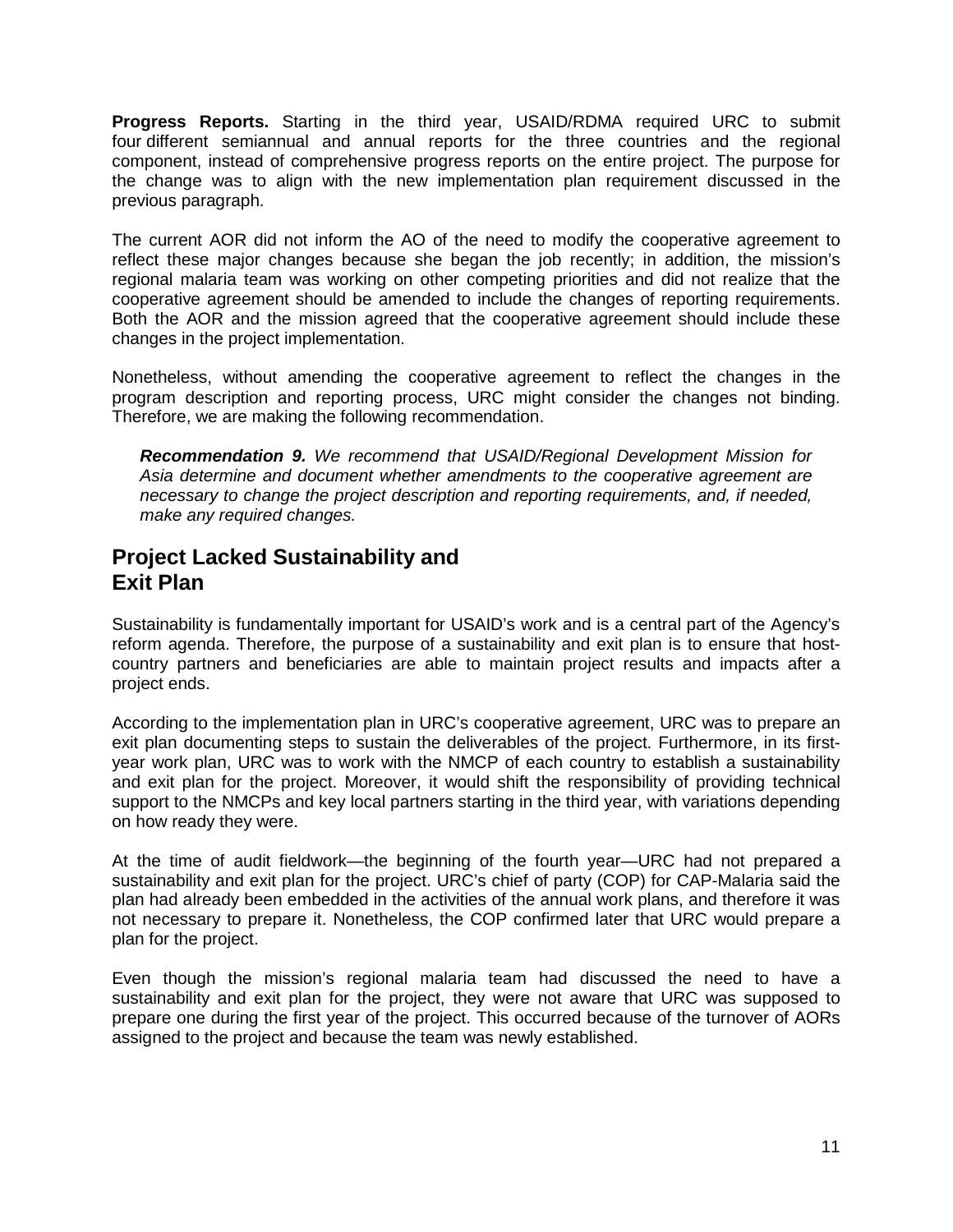**Progress Reports.** Starting in the third year, USAID/RDMA required URC to submit four different semiannual and annual reports for the three countries and the regional component, instead of comprehensive progress reports on the entire project. The purpose for the change was to align with the new implementation plan requirement discussed in the previous paragraph.

The current AOR did not inform the AO of the need to modify the cooperative agreement to reflect these major changes because she began the job recently; in addition, the mission's regional malaria team was working on other competing priorities and did not realize that the cooperative agreement should be amended to include the changes of reporting requirements. Both the AOR and the mission agreed that the cooperative agreement should include these changes in the project implementation.

Nonetheless, without amending the cooperative agreement to reflect the changes in the program description and reporting process, URC might consider the changes not binding. Therefore, we are making the following recommendation.

> ***Recommendation 9.*** *We recommend that USAID/Regional Development Mission for Asia determine and document whether amendments to the cooperative agreement are necessary to change the project description and reporting requirements, and, if needed, make any required changes.*

## Project Lacked Sustainability and Exit Plan

Sustainability is fundamentally important for USAID's work and is a central part of the Agency's reform agenda. Therefore, the purpose of a sustainability and exit plan is to ensure that host-country partners and beneficiaries are able to maintain project results and impacts after a project ends.

According to the implementation plan in URC's cooperative agreement, URC was to prepare an exit plan documenting steps to sustain the deliverables of the project. Furthermore, in its first-year work plan, URC was to work with the NMCP of each country to establish a sustainability and exit plan for the project. Moreover, it would shift the responsibility of providing technical support to the NMCPs and key local partners starting in the third year, with variations depending on how ready they were.

At the time of audit fieldwork—the beginning of the fourth year—URC had not prepared a sustainability and exit plan for the project. URC's chief of party (COP) for CAP-Malaria said the plan had already been embedded in the activities of the annual work plans, and therefore it was not necessary to prepare it. Nonetheless, the COP confirmed later that URC would prepare a plan for the project.

Even though the mission's regional malaria team had discussed the need to have a sustainability and exit plan for the project, they were not aware that URC was supposed to prepare one during the first year of the project. This occurred because of the turnover of AORs assigned to the project and because the team was newly established.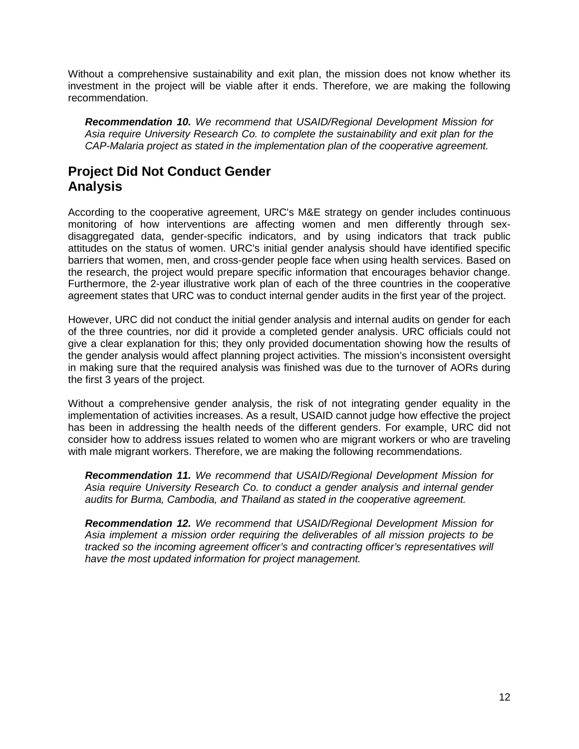Without a comprehensive sustainability and exit plan, the mission does not know whether its investment in the project will be viable after it ends. Therefore, we are making the following recommendation.

***Recommendation 10.*** *We recommend that USAID/Regional Development Mission for Asia require University Research Co. to complete the sustainability and exit plan for the CAP-Malaria project as stated in the implementation plan of the cooperative agreement.*

## Project Did Not Conduct Gender Analysis

According to the cooperative agreement, URC's M&E strategy on gender includes continuous monitoring of how interventions are affecting women and men differently through sex-disaggregated data, gender-specific indicators, and by using indicators that track public attitudes on the status of women. URC's initial gender analysis should have identified specific barriers that women, men, and cross-gender people face when using health services. Based on the research, the project would prepare specific information that encourages behavior change. Furthermore, the 2-year illustrative work plan of each of the three countries in the cooperative agreement states that URC was to conduct internal gender audits in the first year of the project.

However, URC did not conduct the initial gender analysis and internal audits on gender for each of the three countries, nor did it provide a completed gender analysis. URC officials could not give a clear explanation for this; they only provided documentation showing how the results of the gender analysis would affect planning project activities. The mission's inconsistent oversight in making sure that the required analysis was finished was due to the turnover of AORs during the first 3 years of the project.

Without a comprehensive gender analysis, the risk of not integrating gender equality in the implementation of activities increases. As a result, USAID cannot judge how effective the project has been in addressing the health needs of the different genders. For example, URC did not consider how to address issues related to women who are migrant workers or who are traveling with male migrant workers. Therefore, we are making the following recommendations.

***Recommendation 11.*** *We recommend that USAID/Regional Development Mission for Asia require University Research Co. to conduct a gender analysis and internal gender audits for Burma, Cambodia, and Thailand as stated in the cooperative agreement.*

***Recommendation 12.*** *We recommend that USAID/Regional Development Mission for Asia implement a mission order requiring the deliverables of all mission projects to be tracked so the incoming agreement officer's and contracting officer's representatives will have the most updated information for project management.*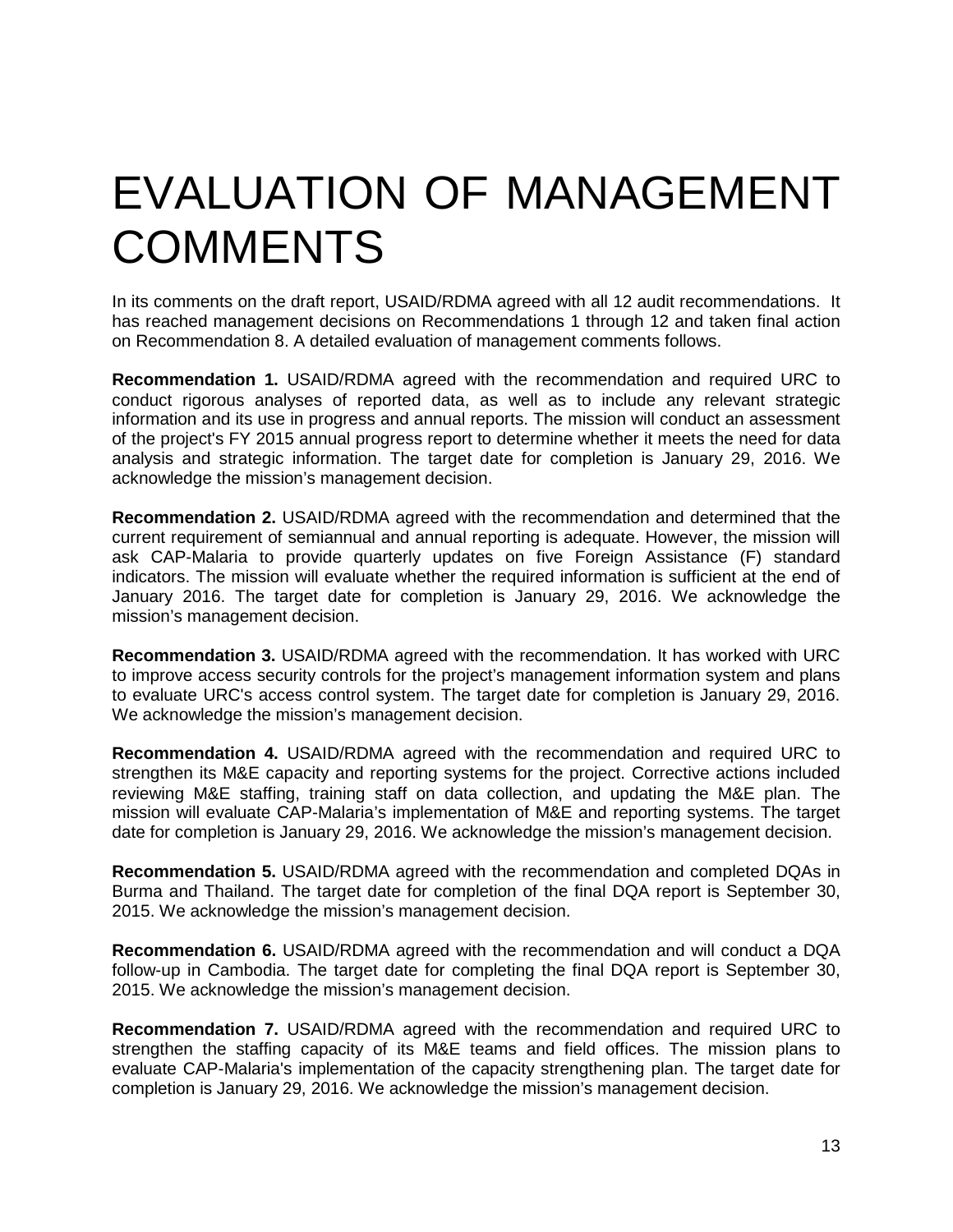# EVALUATION OF MANAGEMENT COMMENTS

In its comments on the draft report, USAID/RDMA agreed with all 12 audit recommendations. It has reached management decisions on Recommendations 1 through 12 and taken final action on Recommendation 8. A detailed evaluation of management comments follows.

**Recommendation 1.** USAID/RDMA agreed with the recommendation and required URC to conduct rigorous analyses of reported data, as well as to include any relevant strategic information and its use in progress and annual reports. The mission will conduct an assessment of the project's FY 2015 annual progress report to determine whether it meets the need for data analysis and strategic information. The target date for completion is January 29, 2016. We acknowledge the mission's management decision.

**Recommendation 2.** USAID/RDMA agreed with the recommendation and determined that the current requirement of semiannual and annual reporting is adequate. However, the mission will ask CAP-Malaria to provide quarterly updates on five Foreign Assistance (F) standard indicators. The mission will evaluate whether the required information is sufficient at the end of January 2016. The target date for completion is January 29, 2016. We acknowledge the mission's management decision.

**Recommendation 3.** USAID/RDMA agreed with the recommendation. It has worked with URC to improve access security controls for the project's management information system and plans to evaluate URC's access control system. The target date for completion is January 29, 2016. We acknowledge the mission's management decision.

**Recommendation 4.** USAID/RDMA agreed with the recommendation and required URC to strengthen its M&E capacity and reporting systems for the project. Corrective actions included reviewing M&E staffing, training staff on data collection, and updating the M&E plan. The mission will evaluate CAP-Malaria's implementation of M&E and reporting systems. The target date for completion is January 29, 2016. We acknowledge the mission's management decision.

**Recommendation 5.** USAID/RDMA agreed with the recommendation and completed DQAs in Burma and Thailand. The target date for completion of the final DQA report is September 30, 2015. We acknowledge the mission's management decision.

**Recommendation 6.** USAID/RDMA agreed with the recommendation and will conduct a DQA follow-up in Cambodia. The target date for completing the final DQA report is September 30, 2015. We acknowledge the mission's management decision.

**Recommendation 7.** USAID/RDMA agreed with the recommendation and required URC to strengthen the staffing capacity of its M&E teams and field offices. The mission plans to evaluate CAP-Malaria's implementation of the capacity strengthening plan. The target date for completion is January 29, 2016. We acknowledge the mission's management decision.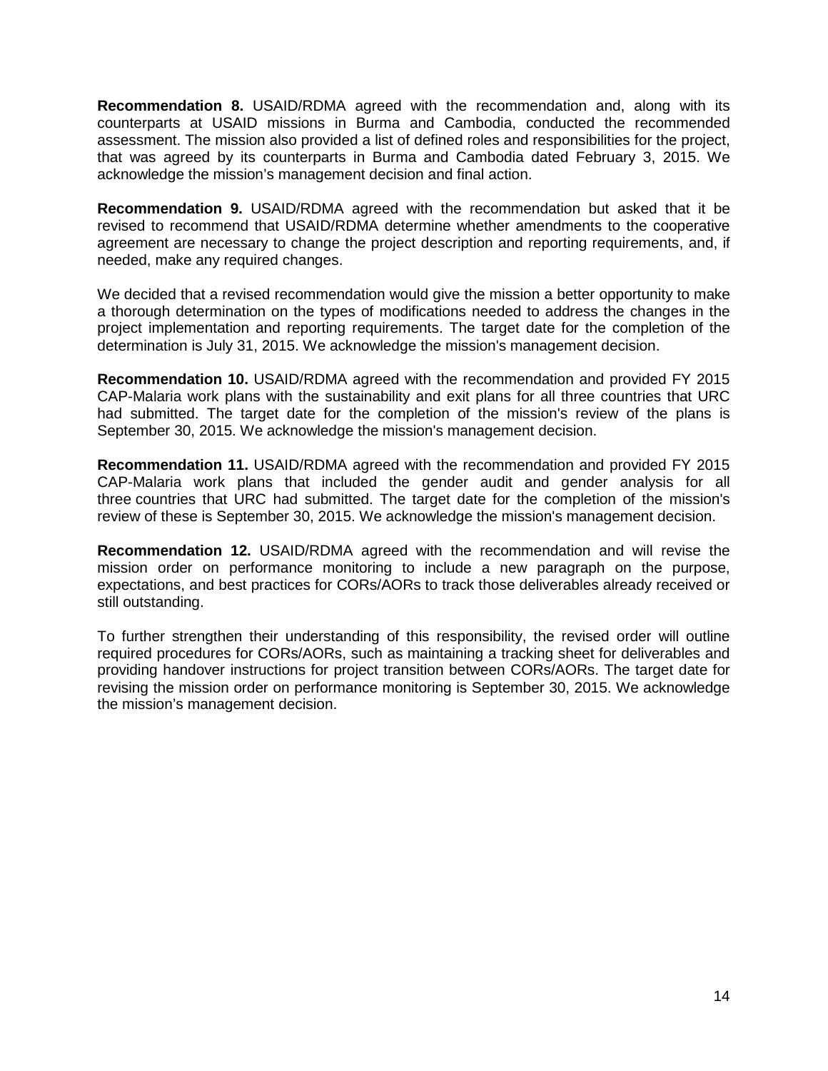**Recommendation 8.** USAID/RDMA agreed with the recommendation and, along with its counterparts at USAID missions in Burma and Cambodia, conducted the recommended assessment. The mission also provided a list of defined roles and responsibilities for the project, that was agreed by its counterparts in Burma and Cambodia dated February 3, 2015. We acknowledge the mission's management decision and final action.

**Recommendation 9.** USAID/RDMA agreed with the recommendation but asked that it be revised to recommend that USAID/RDMA determine whether amendments to the cooperative agreement are necessary to change the project description and reporting requirements, and, if needed, make any required changes.

We decided that a revised recommendation would give the mission a better opportunity to make a thorough determination on the types of modifications needed to address the changes in the project implementation and reporting requirements. The target date for the completion of the determination is July 31, 2015. We acknowledge the mission's management decision.

**Recommendation 10.** USAID/RDMA agreed with the recommendation and provided FY 2015 CAP-Malaria work plans with the sustainability and exit plans for all three countries that URC had submitted. The target date for the completion of the mission's review of the plans is September 30, 2015. We acknowledge the mission's management decision.

**Recommendation 11.** USAID/RDMA agreed with the recommendation and provided FY 2015 CAP-Malaria work plans that included the gender audit and gender analysis for all three countries that URC had submitted. The target date for the completion of the mission's review of these is September 30, 2015. We acknowledge the mission's management decision.

**Recommendation 12.** USAID/RDMA agreed with the recommendation and will revise the mission order on performance monitoring to include a new paragraph on the purpose, expectations, and best practices for CORs/AORs to track those deliverables already received or still outstanding.

To further strengthen their understanding of this responsibility, the revised order will outline required procedures for CORs/AORs, such as maintaining a tracking sheet for deliverables and providing handover instructions for project transition between CORs/AORs. The target date for revising the mission order on performance monitoring is September 30, 2015. We acknowledge the mission's management decision.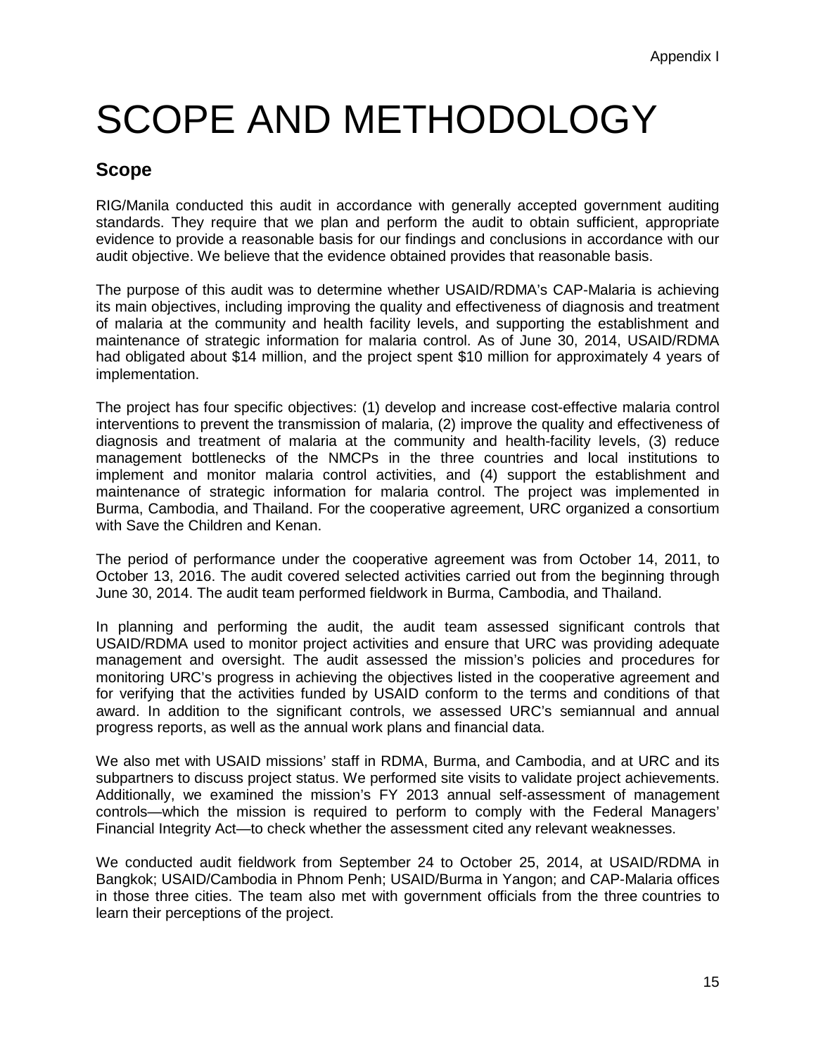# SCOPE AND METHODOLOGY

## Scope

RIG/Manila conducted this audit in accordance with generally accepted government auditing standards. They require that we plan and perform the audit to obtain sufficient, appropriate evidence to provide a reasonable basis for our findings and conclusions in accordance with our audit objective. We believe that the evidence obtained provides that reasonable basis.

The purpose of this audit was to determine whether USAID/RDMA's CAP-Malaria is achieving its main objectives, including improving the quality and effectiveness of diagnosis and treatment of malaria at the community and health facility levels, and supporting the establishment and maintenance of strategic information for malaria control. As of June 30, 2014, USAID/RDMA had obligated about $14 million, and the project spent $10 million for approximately 4 years of implementation.

The project has four specific objectives: (1) develop and increase cost-effective malaria control interventions to prevent the transmission of malaria, (2) improve the quality and effectiveness of diagnosis and treatment of malaria at the community and health-facility levels, (3) reduce management bottlenecks of the NMCPs in the three countries and local institutions to implement and monitor malaria control activities, and (4) support the establishment and maintenance of strategic information for malaria control. The project was implemented in Burma, Cambodia, and Thailand. For the cooperative agreement, URC organized a consortium with Save the Children and Kenan.

The period of performance under the cooperative agreement was from October 14, 2011, to October 13, 2016. The audit covered selected activities carried out from the beginning through June 30, 2014. The audit team performed fieldwork in Burma, Cambodia, and Thailand.

In planning and performing the audit, the audit team assessed significant controls that USAID/RDMA used to monitor project activities and ensure that URC was providing adequate management and oversight. The audit assessed the mission's policies and procedures for monitoring URC's progress in achieving the objectives listed in the cooperative agreement and for verifying that the activities funded by USAID conform to the terms and conditions of that award. In addition to the significant controls, we assessed URC's semiannual and annual progress reports, as well as the annual work plans and financial data.

We also met with USAID missions' staff in RDMA, Burma, and Cambodia, and at URC and its subpartners to discuss project status. We performed site visits to validate project achievements. Additionally, we examined the mission's FY 2013 annual self-assessment of management controls—which the mission is required to perform to comply with the Federal Managers' Financial Integrity Act—to check whether the assessment cited any relevant weaknesses.

We conducted audit fieldwork from September 24 to October 25, 2014, at USAID/RDMA in Bangkok; USAID/Cambodia in Phnom Penh; USAID/Burma in Yangon; and CAP-Malaria offices in those three cities. The team also met with government officials from the three countries to learn their perceptions of the project.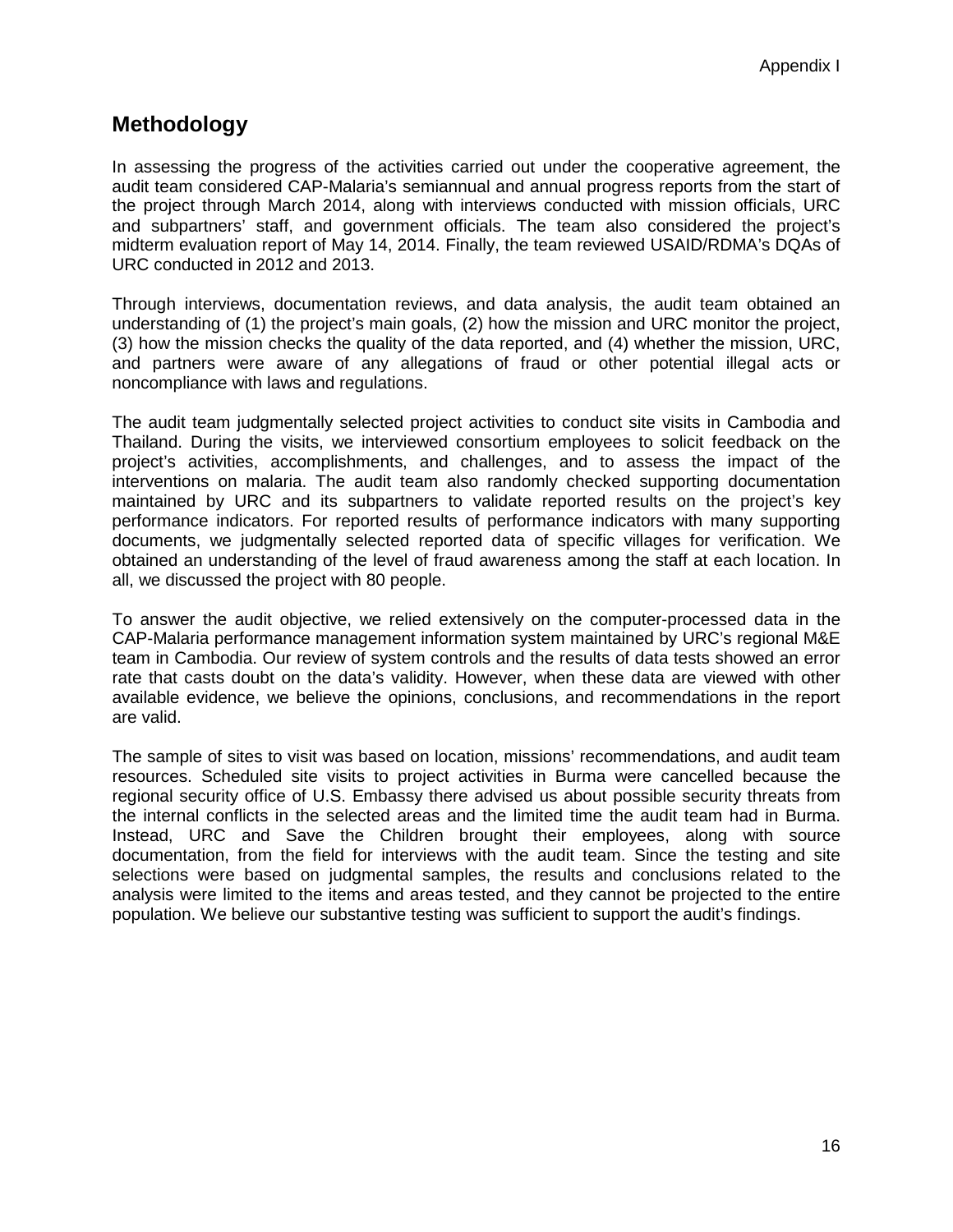## Methodology

In assessing the progress of the activities carried out under the cooperative agreement, the audit team considered CAP-Malaria's semiannual and annual progress reports from the start of the project through March 2014, along with interviews conducted with mission officials, URC and subpartners' staff, and government officials. The team also considered the project's midterm evaluation report of May 14, 2014. Finally, the team reviewed USAID/RDMA's DQAs of URC conducted in 2012 and 2013.

Through interviews, documentation reviews, and data analysis, the audit team obtained an understanding of (1) the project's main goals, (2) how the mission and URC monitor the project, (3) how the mission checks the quality of the data reported, and (4) whether the mission, URC, and partners were aware of any allegations of fraud or other potential illegal acts or noncompliance with laws and regulations.

The audit team judgmentally selected project activities to conduct site visits in Cambodia and Thailand. During the visits, we interviewed consortium employees to solicit feedback on the project's activities, accomplishments, and challenges, and to assess the impact of the interventions on malaria. The audit team also randomly checked supporting documentation maintained by URC and its subpartners to validate reported results on the project's key performance indicators. For reported results of performance indicators with many supporting documents, we judgmentally selected reported data of specific villages for verification. We obtained an understanding of the level of fraud awareness among the staff at each location. In all, we discussed the project with 80 people.

To answer the audit objective, we relied extensively on the computer-processed data in the CAP-Malaria performance management information system maintained by URC's regional M&E team in Cambodia. Our review of system controls and the results of data tests showed an error rate that casts doubt on the data's validity. However, when these data are viewed with other available evidence, we believe the opinions, conclusions, and recommendations in the report are valid.

The sample of sites to visit was based on location, missions' recommendations, and audit team resources. Scheduled site visits to project activities in Burma were cancelled because the regional security office of U.S. Embassy there advised us about possible security threats from the internal conflicts in the selected areas and the limited time the audit team had in Burma. Instead, URC and Save the Children brought their employees, along with source documentation, from the field for interviews with the audit team. Since the testing and site selections were based on judgmental samples, the results and conclusions related to the analysis were limited to the items and areas tested, and they cannot be projected to the entire population. We believe our substantive testing was sufficient to support the audit's findings.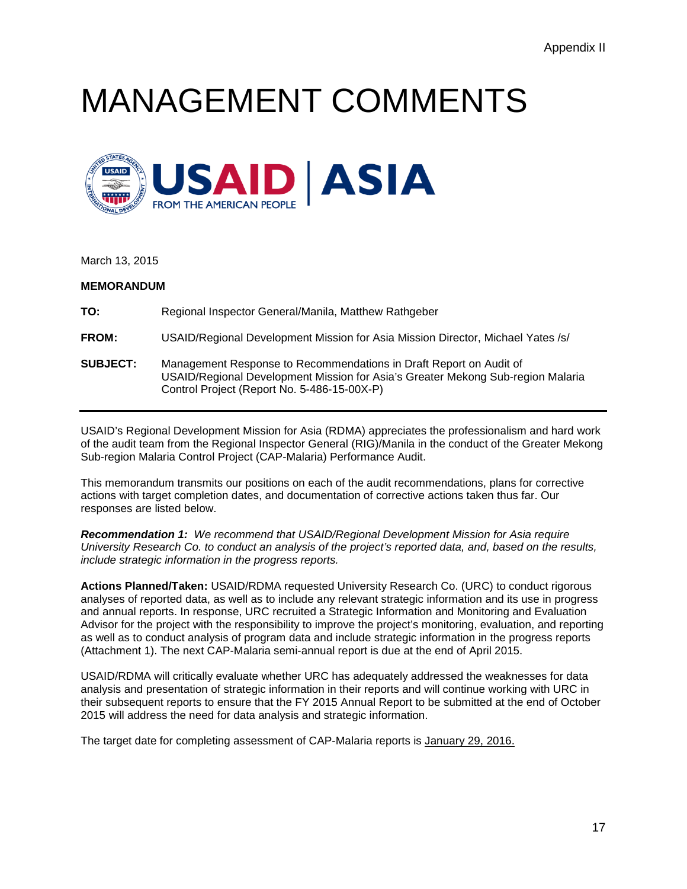Appendix II

# MANAGEMENT COMMENTS

USAID | ASIA
FROM THE AMERICAN PEOPLE

March 13, 2015

**MEMORANDUM**

**TO:** Regional Inspector General/Manila, Matthew Rathgeber

**FROM:** USAID/Regional Development Mission for Asia Mission Director, Michael Yates /s/

**SUBJECT:** Management Response to Recommendations in Draft Report on Audit of USAID/Regional Development Mission for Asia's Greater Mekong Sub-region Malaria Control Project (Report No. 5-486-15-00X-P)

---

USAID's Regional Development Mission for Asia (RDMA) appreciates the professionalism and hard work of the audit team from the Regional Inspector General (RIG)/Manila in the conduct of the Greater Mekong Sub-region Malaria Control Project (CAP-Malaria) Performance Audit.

This memorandum transmits our positions on each of the audit recommendations, plans for corrective actions with target completion dates, and documentation of corrective actions taken thus far. Our responses are listed below.

***Recommendation 1:*** *We recommend that USAID/Regional Development Mission for Asia require University Research Co. to conduct an analysis of the project's reported data, and, based on the results, include strategic information in the progress reports.*

**Actions Planned/Taken:** USAID/RDMA requested University Research Co. (URC) to conduct rigorous analyses of reported data, as well as to include any relevant strategic information and its use in progress and annual reports. In response, URC recruited a Strategic Information and Monitoring and Evaluation Advisor for the project with the responsibility to improve the project's monitoring, evaluation, and reporting as well as to conduct analysis of program data and include strategic information in the progress reports (Attachment 1). The next CAP-Malaria semi-annual report is due at the end of April 2015.

USAID/RDMA will critically evaluate whether URC has adequately addressed the weaknesses for data analysis and presentation of strategic information in their reports and will continue working with URC in their subsequent reports to ensure that the FY 2015 Annual Report to be submitted at the end of October 2015 will address the need for data analysis and strategic information.

The target date for completing assessment of CAP-Malaria reports is January 29, 2016.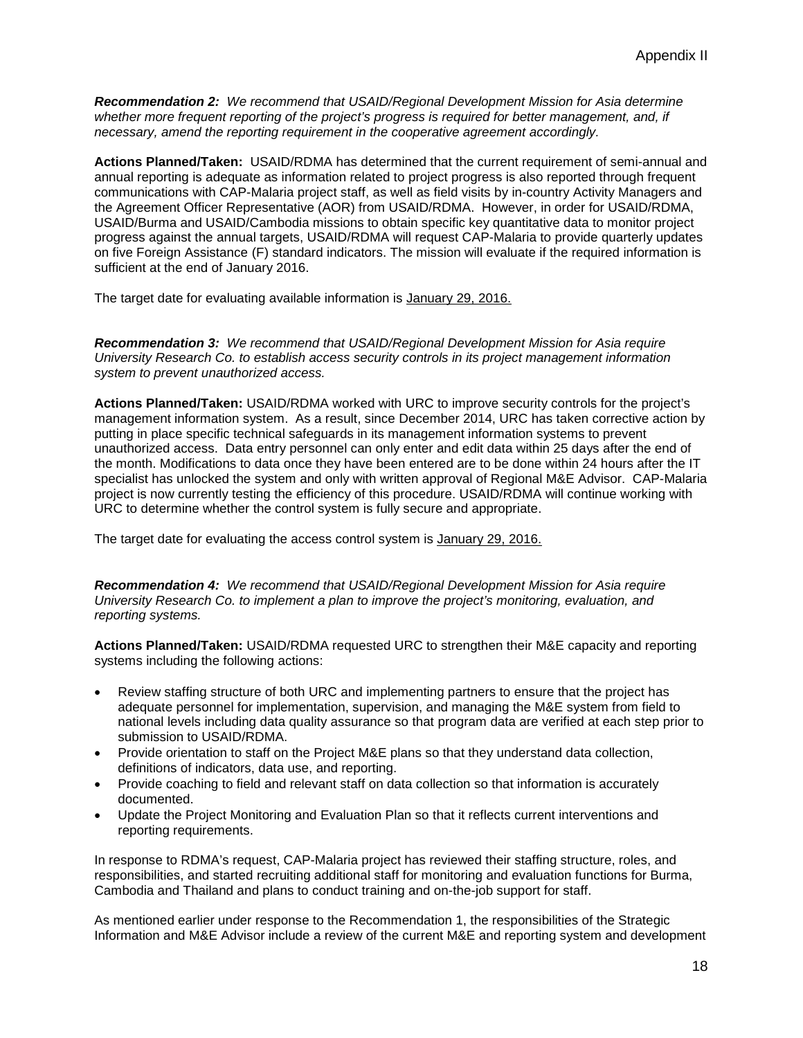**_Recommendation 2:_** *We recommend that USAID/Regional Development Mission for Asia determine whether more frequent reporting of the project's progress is required for better management, and, if necessary, amend the reporting requirement in the cooperative agreement accordingly.*

**Actions Planned/Taken:** USAID/RDMA has determined that the current requirement of semi-annual and annual reporting is adequate as information related to project progress is also reported through frequent communications with CAP-Malaria project staff, as well as field visits by in-country Activity Managers and the Agreement Officer Representative (AOR) from USAID/RDMA. However, in order for USAID/RDMA, USAID/Burma and USAID/Cambodia missions to obtain specific key quantitative data to monitor project progress against the annual targets, USAID/RDMA will request CAP-Malaria to provide quarterly updates on five Foreign Assistance (F) standard indicators. The mission will evaluate if the required information is sufficient at the end of January 2016.

The target date for evaluating available information is January 29, 2016.

**_Recommendation 3:_** *We recommend that USAID/Regional Development Mission for Asia require University Research Co. to establish access security controls in its project management information system to prevent unauthorized access.*

**Actions Planned/Taken:** USAID/RDMA worked with URC to improve security controls for the project's management information system. As a result, since December 2014, URC has taken corrective action by putting in place specific technical safeguards in its management information systems to prevent unauthorized access. Data entry personnel can only enter and edit data within 25 days after the end of the month. Modifications to data once they have been entered are to be done within 24 hours after the IT specialist has unlocked the system and only with written approval of Regional M&E Advisor. CAP-Malaria project is now currently testing the efficiency of this procedure. USAID/RDMA will continue working with URC to determine whether the control system is fully secure and appropriate.

The target date for evaluating the access control system is January 29, 2016.

**_Recommendation 4:_** *We recommend that USAID/Regional Development Mission for Asia require University Research Co. to implement a plan to improve the project's monitoring, evaluation, and reporting systems.*

**Actions Planned/Taken:** USAID/RDMA requested URC to strengthen their M&E capacity and reporting systems including the following actions:

- Review staffing structure of both URC and implementing partners to ensure that the project has adequate personnel for implementation, supervision, and managing the M&E system from field to national levels including data quality assurance so that program data are verified at each step prior to submission to USAID/RDMA.
- Provide orientation to staff on the Project M&E plans so that they understand data collection, definitions of indicators, data use, and reporting.
- Provide coaching to field and relevant staff on data collection so that information is accurately documented.
- Update the Project Monitoring and Evaluation Plan so that it reflects current interventions and reporting requirements.

In response to RDMA's request, CAP-Malaria project has reviewed their staffing structure, roles, and responsibilities, and started recruiting additional staff for monitoring and evaluation functions for Burma, Cambodia and Thailand and plans to conduct training and on-the-job support for staff.

As mentioned earlier under response to the Recommendation 1, the responsibilities of the Strategic Information and M&E Advisor include a review of the current M&E and reporting system and development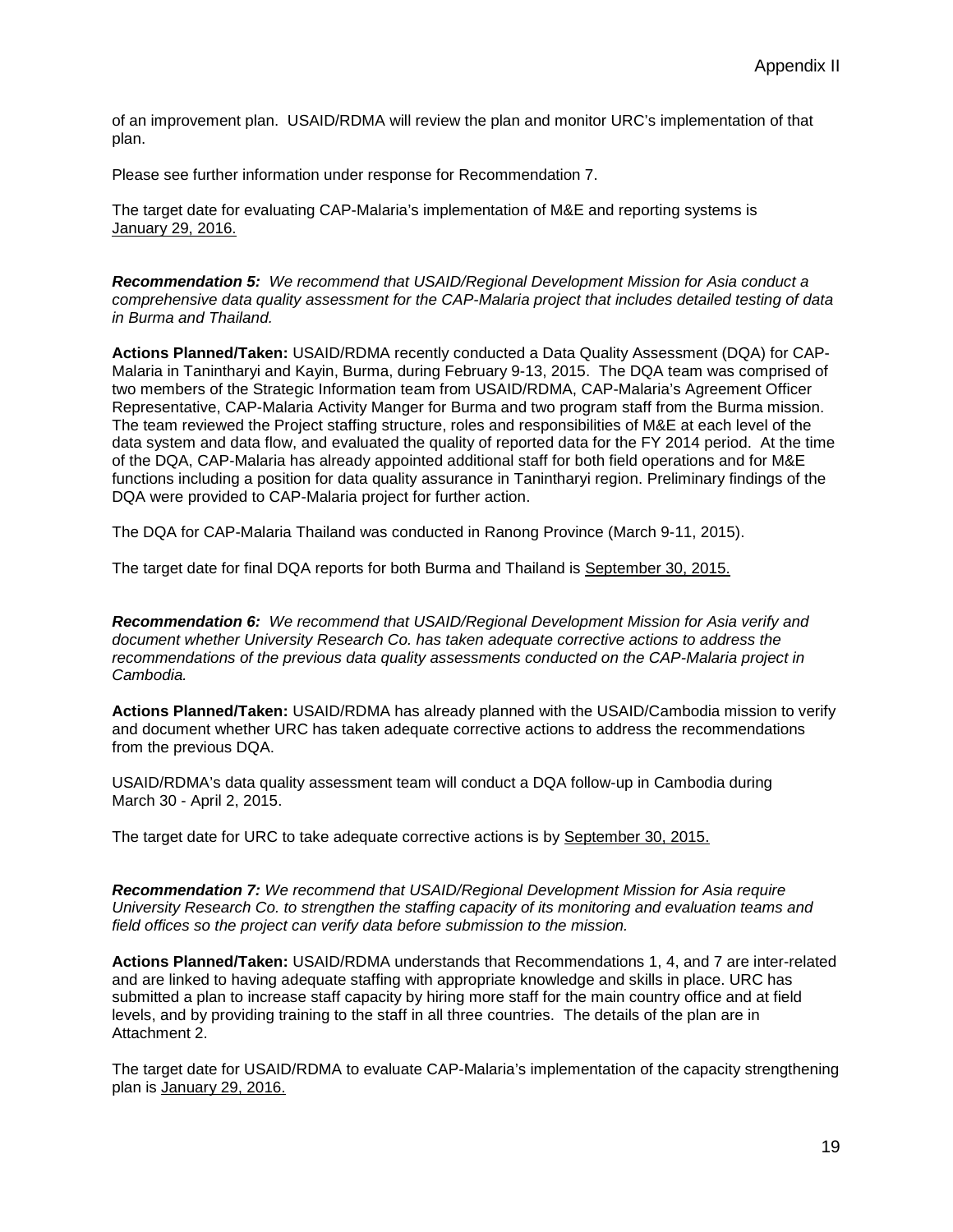of an improvement plan. USAID/RDMA will review the plan and monitor URC's implementation of that plan.

Please see further information under response for Recommendation 7.

The target date for evaluating CAP-Malaria's implementation of M&E and reporting systems is January 29, 2016.

***Recommendation 5:*** *We recommend that USAID/Regional Development Mission for Asia conduct a comprehensive data quality assessment for the CAP-Malaria project that includes detailed testing of data in Burma and Thailand.*

**Actions Planned/Taken:** USAID/RDMA recently conducted a Data Quality Assessment (DQA) for CAP-Malaria in Tanintharyi and Kayin, Burma, during February 9-13, 2015. The DQA team was comprised of two members of the Strategic Information team from USAID/RDMA, CAP-Malaria's Agreement Officer Representative, CAP-Malaria Activity Manger for Burma and two program staff from the Burma mission. The team reviewed the Project staffing structure, roles and responsibilities of M&E at each level of the data system and data flow, and evaluated the quality of reported data for the FY 2014 period. At the time of the DQA, CAP-Malaria has already appointed additional staff for both field operations and for M&E functions including a position for data quality assurance in Tanintharyi region. Preliminary findings of the DQA were provided to CAP-Malaria project for further action.

The DQA for CAP-Malaria Thailand was conducted in Ranong Province (March 9-11, 2015).

The target date for final DQA reports for both Burma and Thailand is September 30, 2015.

***Recommendation 6:*** *We recommend that USAID/Regional Development Mission for Asia verify and document whether University Research Co. has taken adequate corrective actions to address the recommendations of the previous data quality assessments conducted on the CAP-Malaria project in Cambodia.*

**Actions Planned/Taken:** USAID/RDMA has already planned with the USAID/Cambodia mission to verify and document whether URC has taken adequate corrective actions to address the recommendations from the previous DQA.

USAID/RDMA's data quality assessment team will conduct a DQA follow-up in Cambodia during March 30 - April 2, 2015.

The target date for URC to take adequate corrective actions is by September 30, 2015.

***Recommendation 7:*** *We recommend that USAID/Regional Development Mission for Asia require University Research Co. to strengthen the staffing capacity of its monitoring and evaluation teams and field offices so the project can verify data before submission to the mission.*

**Actions Planned/Taken:** USAID/RDMA understands that Recommendations 1, 4, and 7 are inter-related and are linked to having adequate staffing with appropriate knowledge and skills in place. URC has submitted a plan to increase staff capacity by hiring more staff for the main country office and at field levels, and by providing training to the staff in all three countries. The details of the plan are in Attachment 2.

The target date for USAID/RDMA to evaluate CAP-Malaria's implementation of the capacity strengthening plan is January 29, 2016.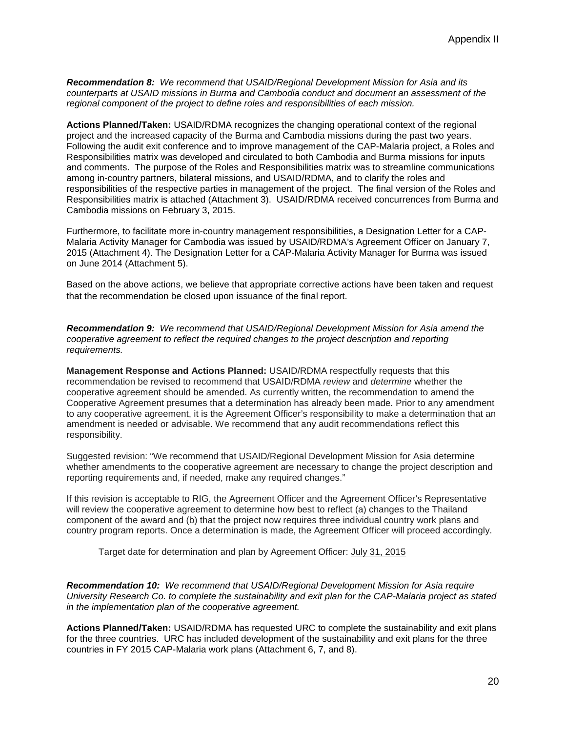Appendix II

***Recommendation 8:*** *We recommend that USAID/Regional Development Mission for Asia and its counterparts at USAID missions in Burma and Cambodia conduct and document an assessment of the regional component of the project to define roles and responsibilities of each mission.*

**Actions Planned/Taken:** USAID/RDMA recognizes the changing operational context of the regional project and the increased capacity of the Burma and Cambodia missions during the past two years. Following the audit exit conference and to improve management of the CAP-Malaria project, a Roles and Responsibilities matrix was developed and circulated to both Cambodia and Burma missions for inputs and comments. The purpose of the Roles and Responsibilities matrix was to streamline communications among in-country partners, bilateral missions, and USAID/RDMA, and to clarify the roles and responsibilities of the respective parties in management of the project. The final version of the Roles and Responsibilities matrix is attached (Attachment 3). USAID/RDMA received concurrences from Burma and Cambodia missions on February 3, 2015.

Furthermore, to facilitate more in-country management responsibilities, a Designation Letter for a CAP-Malaria Activity Manager for Cambodia was issued by USAID/RDMA's Agreement Officer on January 7, 2015 (Attachment 4). The Designation Letter for a CAP-Malaria Activity Manager for Burma was issued on June 2014 (Attachment 5).

Based on the above actions, we believe that appropriate corrective actions have been taken and request that the recommendation be closed upon issuance of the final report.

***Recommendation 9:*** *We recommend that USAID/Regional Development Mission for Asia amend the cooperative agreement to reflect the required changes to the project description and reporting requirements.*

**Management Response and Actions Planned:** USAID/RDMA respectfully requests that this recommendation be revised to recommend that USAID/RDMA *review* and *determine* whether the cooperative agreement should be amended. As currently written, the recommendation to amend the Cooperative Agreement presumes that a determination has already been made. Prior to any amendment to any cooperative agreement, it is the Agreement Officer's responsibility to make a determination that an amendment is needed or advisable. We recommend that any audit recommendations reflect this responsibility.

Suggested revision: "We recommend that USAID/Regional Development Mission for Asia determine whether amendments to the cooperative agreement are necessary to change the project description and reporting requirements and, if needed, make any required changes."

If this revision is acceptable to RIG, the Agreement Officer and the Agreement Officer's Representative will review the cooperative agreement to determine how best to reflect (a) changes to the Thailand component of the award and (b) that the project now requires three individual country work plans and country program reports. Once a determination is made, the Agreement Officer will proceed accordingly.

Target date for determination and plan by Agreement Officer: July 31, 2015

***Recommendation 10:*** *We recommend that USAID/Regional Development Mission for Asia require University Research Co. to complete the sustainability and exit plan for the CAP-Malaria project as stated in the implementation plan of the cooperative agreement.*

**Actions Planned/Taken:** USAID/RDMA has requested URC to complete the sustainability and exit plans for the three countries. URC has included development of the sustainability and exit plans for the three countries in FY 2015 CAP-Malaria work plans (Attachment 6, 7, and 8).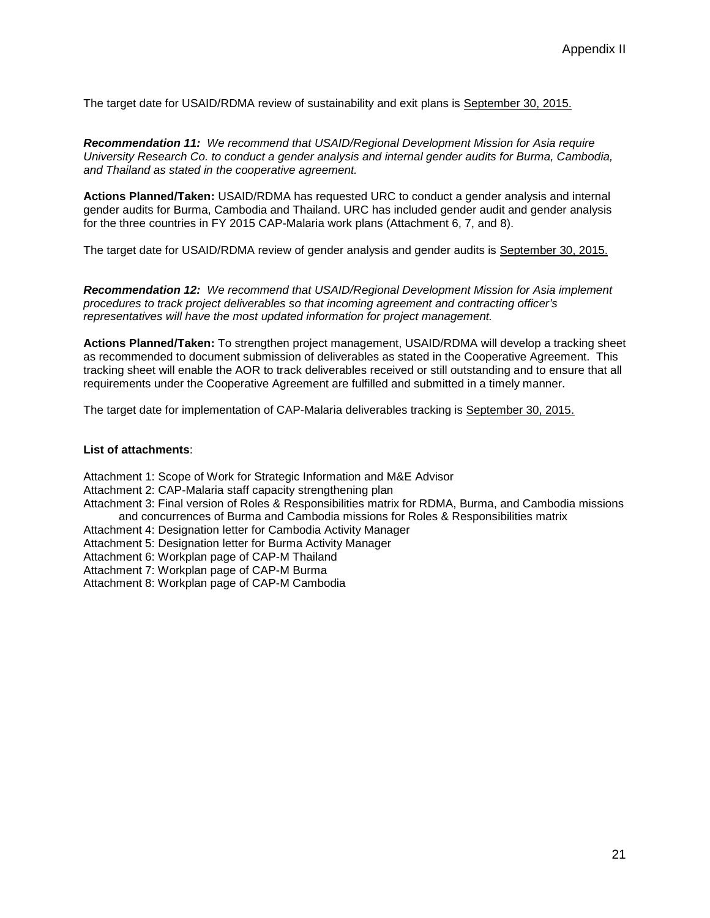The target date for USAID/RDMA review of sustainability and exit plans is September 30, 2015.

***Recommendation 11:*** *We recommend that USAID/Regional Development Mission for Asia require University Research Co. to conduct a gender analysis and internal gender audits for Burma, Cambodia, and Thailand as stated in the cooperative agreement.*

**Actions Planned/Taken:** USAID/RDMA has requested URC to conduct a gender analysis and internal gender audits for Burma, Cambodia and Thailand. URC has included gender audit and gender analysis for the three countries in FY 2015 CAP-Malaria work plans (Attachment 6, 7, and 8).

The target date for USAID/RDMA review of gender analysis and gender audits is September 30, 2015.

***Recommendation 12:*** *We recommend that USAID/Regional Development Mission for Asia implement procedures to track project deliverables so that incoming agreement and contracting officer's representatives will have the most updated information for project management.*

**Actions Planned/Taken:** To strengthen project management, USAID/RDMA will develop a tracking sheet as recommended to document submission of deliverables as stated in the Cooperative Agreement. This tracking sheet will enable the AOR to track deliverables received or still outstanding and to ensure that all requirements under the Cooperative Agreement are fulfilled and submitted in a timely manner.

The target date for implementation of CAP-Malaria deliverables tracking is September 30, 2015.

**List of attachments**:

Attachment 1: Scope of Work for Strategic Information and M&E Advisor
Attachment 2: CAP-Malaria staff capacity strengthening plan
Attachment 3: Final version of Roles & Responsibilities matrix for RDMA, Burma, and Cambodia missions and concurrences of Burma and Cambodia missions for Roles & Responsibilities matrix
Attachment 4: Designation letter for Cambodia Activity Manager
Attachment 5: Designation letter for Burma Activity Manager
Attachment 6: Workplan page of CAP-M Thailand
Attachment 7: Workplan page of CAP-M Burma
Attachment 8: Workplan page of CAP-M Cambodia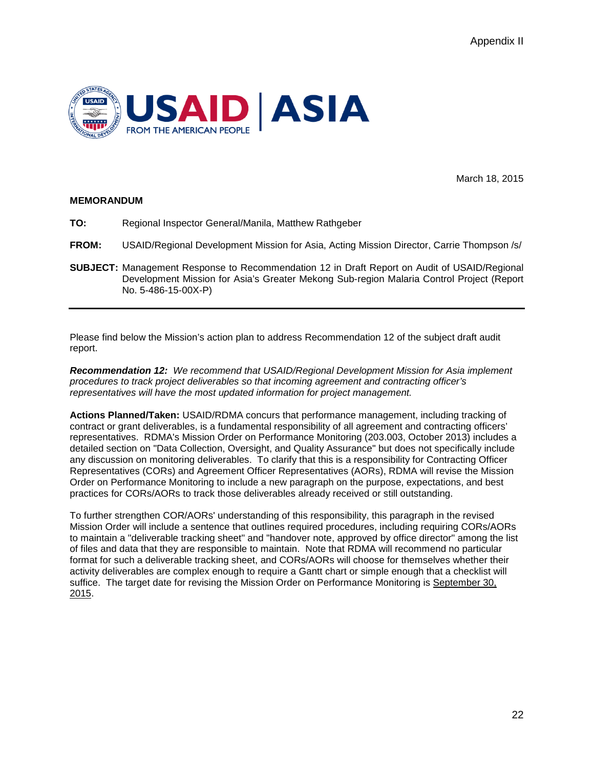Appendix II

USAID | ASIA
FROM THE AMERICAN PEOPLE

March 18, 2015

**MEMORANDUM**

**TO:** Regional Inspector General/Manila, Matthew Rathgeber

**FROM:** USAID/Regional Development Mission for Asia, Acting Mission Director, Carrie Thompson /s/

**SUBJECT:** Management Response to Recommendation 12 in Draft Report on Audit of USAID/Regional Development Mission for Asia's Greater Mekong Sub-region Malaria Control Project (Report No. 5-486-15-00X-P)

---

Please find below the Mission's action plan to address Recommendation 12 of the subject draft audit report.

***Recommendation 12:*** *We recommend that USAID/Regional Development Mission for Asia implement procedures to track project deliverables so that incoming agreement and contracting officer's representatives will have the most updated information for project management.*

**Actions Planned/Taken:** USAID/RDMA concurs that performance management, including tracking of contract or grant deliverables, is a fundamental responsibility of all agreement and contracting officers' representatives. RDMA's Mission Order on Performance Monitoring (203.003, October 2013) includes a detailed section on "Data Collection, Oversight, and Quality Assurance" but does not specifically include any discussion on monitoring deliverables. To clarify that this is a responsibility for Contracting Officer Representatives (CORs) and Agreement Officer Representatives (AORs), RDMA will revise the Mission Order on Performance Monitoring to include a new paragraph on the purpose, expectations, and best practices for CORs/AORs to track those deliverables already received or still outstanding.

To further strengthen COR/AORs' understanding of this responsibility, this paragraph in the revised Mission Order will include a sentence that outlines required procedures, including requiring CORs/AORs to maintain a "deliverable tracking sheet" and "handover note, approved by office director" among the list of files and data that they are responsible to maintain. Note that RDMA will recommend no particular format for such a deliverable tracking sheet, and CORs/AORs will choose for themselves whether their activity deliverables are complex enough to require a Gantt chart or simple enough that a checklist will suffice. The target date for revising the Mission Order on Performance Monitoring is September 30, 2015.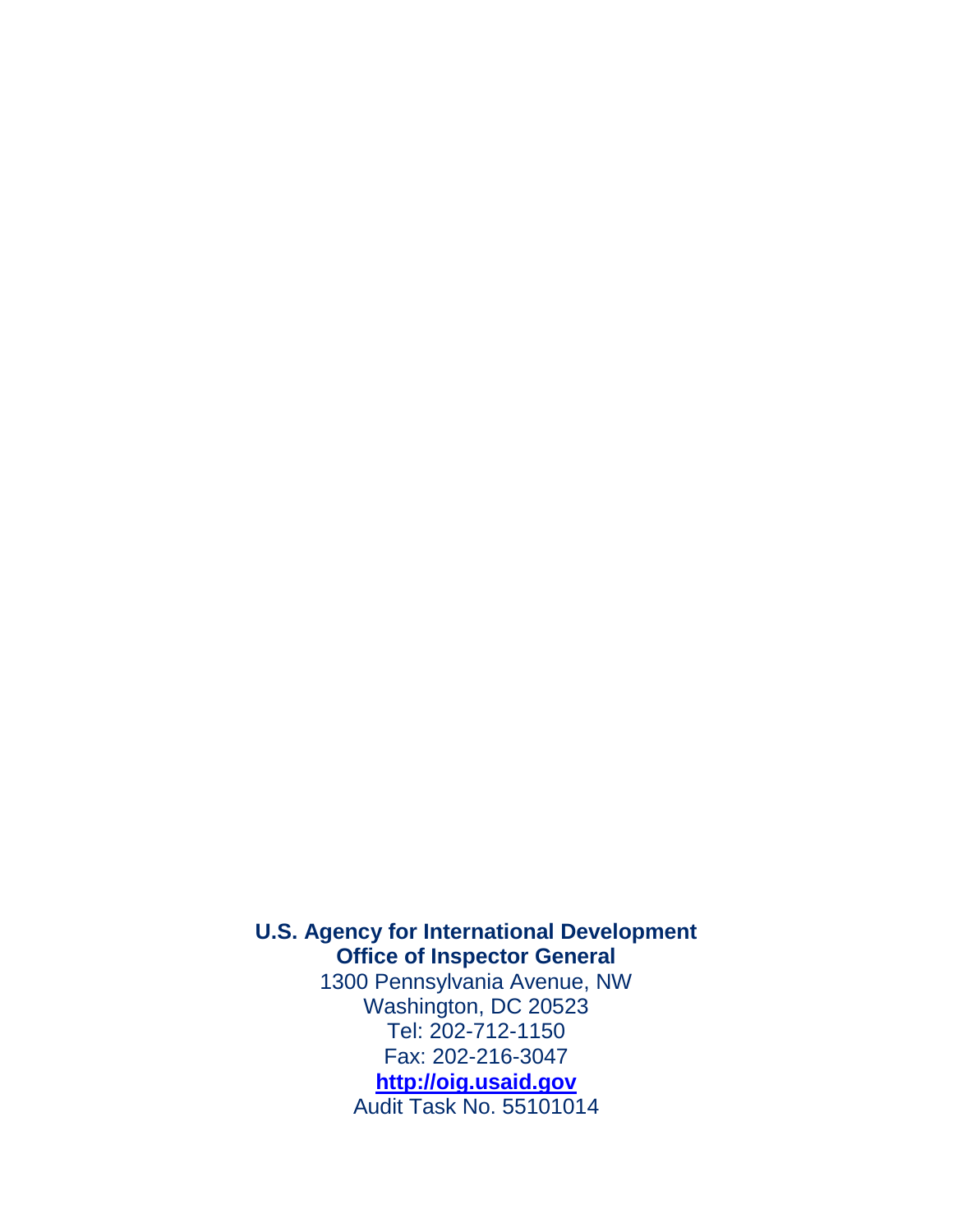**U.S. Agency for International Development**
**Office of Inspector General**
1300 Pennsylvania Avenue, NW
Washington, DC 20523
Tel: 202-712-1150
Fax: 202-216-3047
**http://oig.usaid.gov**
Audit Task No. 55101014